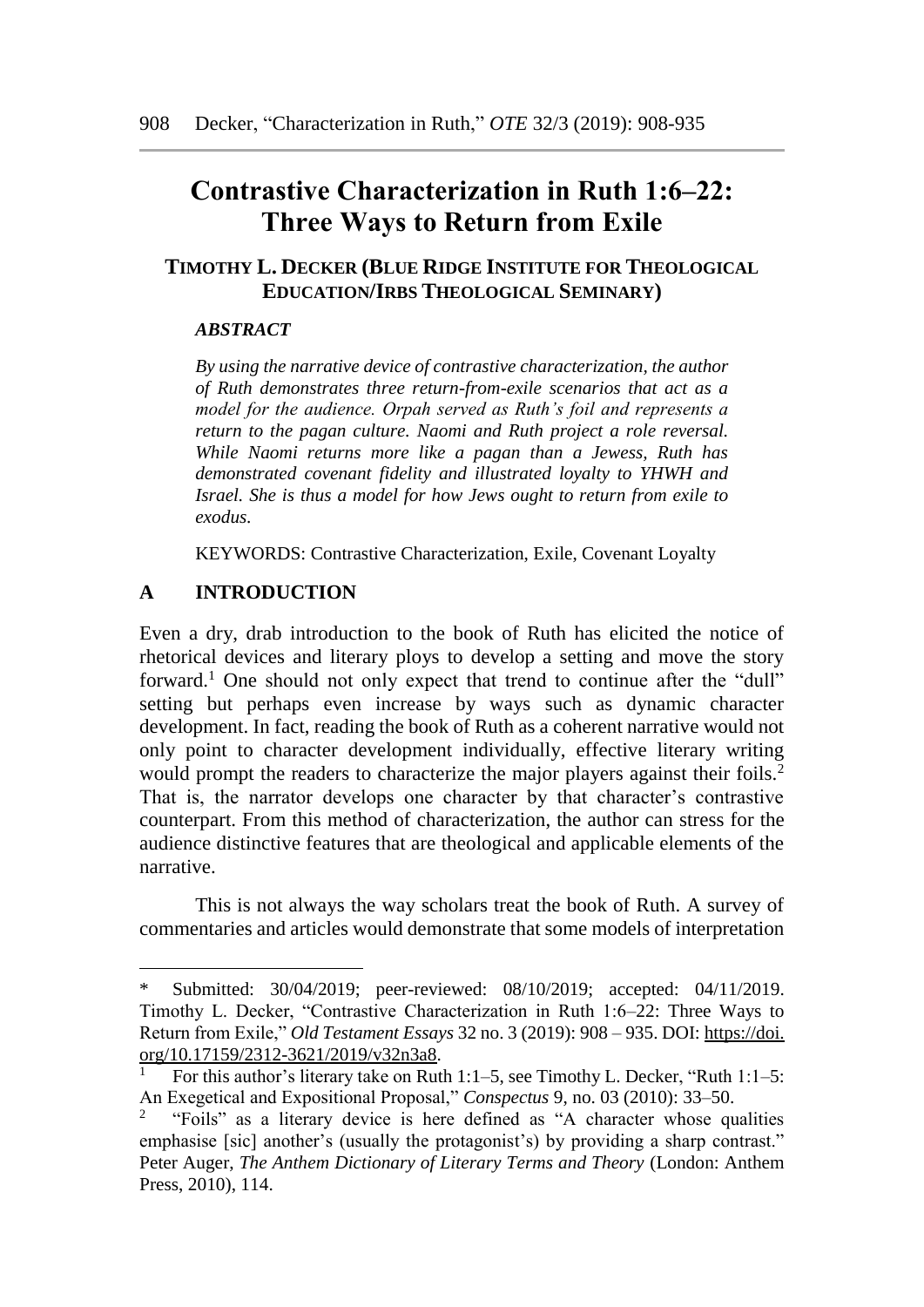# Contrastive Characterization in Ruth 1:6–22: Three Ways to Return from Exile

**TIMOTHY L. DECKER (BLUE RIDGE INSTITUTE FOR THEOLOGICAL EDUCATION/IRBS THEOLOGICAL SEMINARY)**

### *ABSTRACT*

***By using the narrative device of contrastive characterization, the author of Ruth demonstrates three return-from-exile scenarios that act as a model for the audience. Orpah served as Ruth's foil and represents a return to the pagan culture. Naomi and Ruth project a role reversal. While Naomi returns more like a pagan than a Jewess, Ruth has demonstrated covenant fidelity and illustrated loyalty to YHWH and Israel. She is thus a model for how Jews ought to return from exile to exodus.***

KEYWORDS: Contrastive Characterization, Exile, Covenant Loyalty

## A INTRODUCTION

Even a dry, drab introduction to the book of Ruth has elicited the notice of rhetorical devices and literary ploys to develop a setting and move the story forward.[1] One should not only expect that trend to continue after the "dull" setting but perhaps even increase by ways such as dynamic character development. In fact, reading the book of Ruth as a coherent narrative would not only point to character development individually, effective literary writing would prompt the readers to characterize the major players against their foils.[2] That is, the narrator develops one character by that character's contrastive counterpart. From this method of characterization, the author can stress for the audience distinctive features that are theological and applicable elements of the narrative.

This is not always the way scholars treat the book of Ruth. A survey of commentaries and articles would demonstrate that some models of interpretation

---

\* Submitted: 30/04/2019; peer-reviewed: 08/10/2019; accepted: 04/11/2019. Timothy L. Decker, "Contrastive Characterization in Ruth 1:6–22: Three Ways to Return from Exile," *Old Testament Essays* 32 no. 3 (2019): 908 – 935. DOI: https://doi.org/10.17159/2312-3621/2019/v32n3a8.

[1] For this author's literary take on Ruth 1:1–5, see Timothy L. Decker, "Ruth 1:1–5: An Exegetical and Expositional Proposal," *Conspectus* 9, no. 03 (2010): 33–50.

[2] "Foils" as a literary device is here defined as "A character whose qualities emphasise [sic] another's (usually the protagonist's) by providing a sharp contrast." Peter Auger, *The Anthem Dictionary of Literary Terms and Theory* (London: Anthem Press, 2010), 114.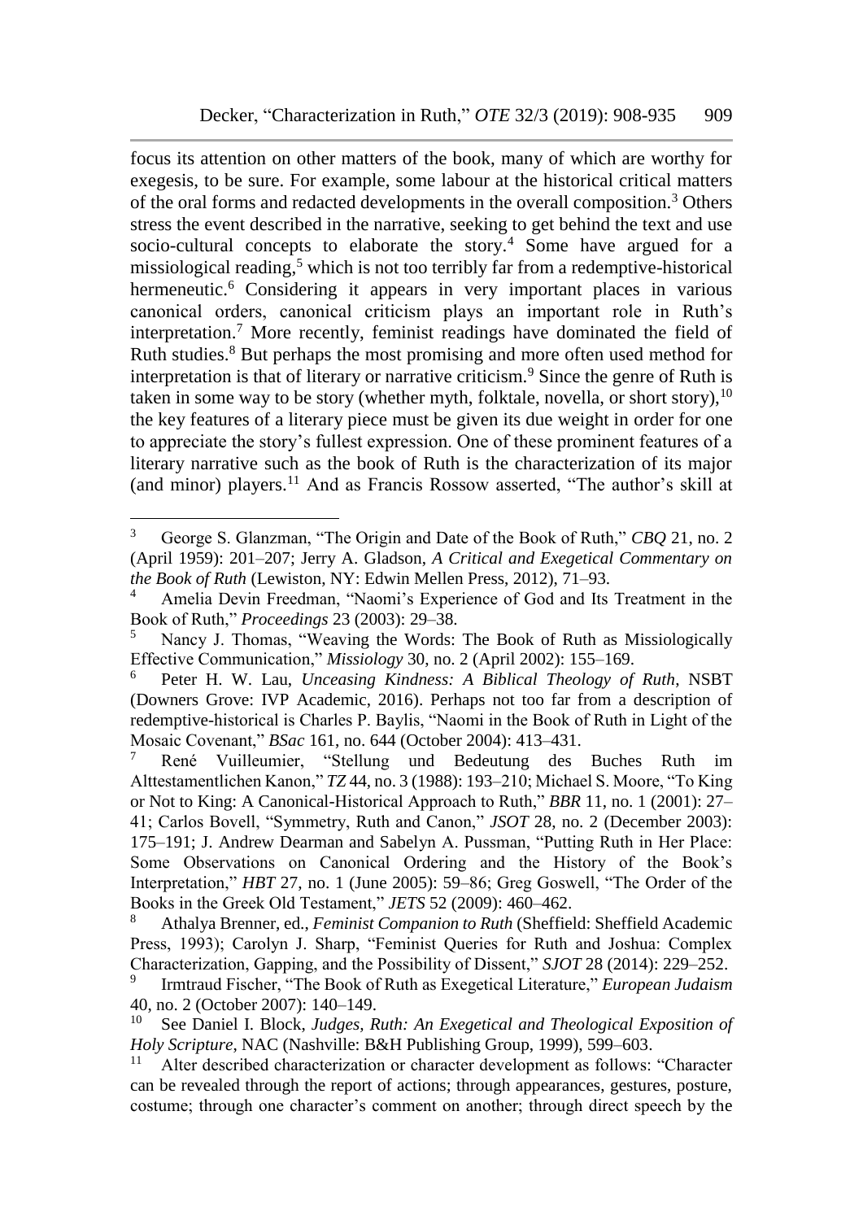focus its attention on other matters of the book, many of which are worthy for exegesis, to be sure. For example, some labour at the historical critical matters of the oral forms and redacted developments in the overall composition.[3] Others stress the event described in the narrative, seeking to get behind the text and use socio-cultural concepts to elaborate the story.[4] Some have argued for a missiological reading,[5] which is not too terribly far from a redemptive-historical hermeneutic.[6] Considering it appears in very important places in various canonical orders, canonical criticism plays an important role in Ruth's interpretation.[7] More recently, feminist readings have dominated the field of Ruth studies.[8] But perhaps the most promising and more often used method for interpretation is that of literary or narrative criticism.[9] Since the genre of Ruth is taken in some way to be story (whether myth, folktale, novella, or short story),[10] the key features of a literary piece must be given its due weight in order for one to appreciate the story's fullest expression. One of these prominent features of a literary narrative such as the book of Ruth is the characterization of its major (and minor) players.[11] And as Francis Rossow asserted, "The author's skill at

---

[3] George S. Glanzman, "The Origin and Date of the Book of Ruth," *CBQ* 21, no. 2 (April 1959): 201–207; Jerry A. Gladson, *A Critical and Exegetical Commentary on the Book of Ruth* (Lewiston, NY: Edwin Mellen Press, 2012), 71–93.

[4] Amelia Devin Freedman, "Naomi's Experience of God and Its Treatment in the Book of Ruth," *Proceedings* 23 (2003): 29–38.

[5] Nancy J. Thomas, "Weaving the Words: The Book of Ruth as Missiologically Effective Communication," *Missiology* 30, no. 2 (April 2002): 155–169.

[6] Peter H. W. Lau, *Unceasing Kindness: A Biblical Theology of Ruth*, NSBT (Downers Grove: IVP Academic, 2016). Perhaps not too far from a description of redemptive-historical is Charles P. Baylis, "Naomi in the Book of Ruth in Light of the Mosaic Covenant," *BSac* 161, no. 644 (October 2004): 413–431.

[7] René Vuilleumier, "Stellung und Bedeutung des Buches Ruth im Alttestamentlichen Kanon," *TZ* 44, no. 3 (1988): 193–210; Michael S. Moore, "To King or Not to King: A Canonical-Historical Approach to Ruth," *BBR* 11, no. 1 (2001): 27–41; Carlos Bovell, "Symmetry, Ruth and Canon," *JSOT* 28, no. 2 (December 2003): 175–191; J. Andrew Dearman and Sabelyn A. Pussman, "Putting Ruth in Her Place: Some Observations on Canonical Ordering and the History of the Book's Interpretation," *HBT* 27, no. 1 (June 2005): 59–86; Greg Goswell, "The Order of the Books in the Greek Old Testament," *JETS* 52 (2009): 460–462.

[8] Athalya Brenner, ed., *Feminist Companion to Ruth* (Sheffield: Sheffield Academic Press, 1993); Carolyn J. Sharp, "Feminist Queries for Ruth and Joshua: Complex Characterization, Gapping, and the Possibility of Dissent," *SJOT* 28 (2014): 229–252.

[9] Irmtraud Fischer, "The Book of Ruth as Exegetical Literature," *European Judaism* 40, no. 2 (October 2007): 140–149.

[10] See Daniel I. Block, *Judges, Ruth: An Exegetical and Theological Exposition of Holy Scripture*, NAC (Nashville: B&H Publishing Group, 1999), 599–603.

[11] Alter described characterization or character development as follows: "Character can be revealed through the report of actions; through appearances, gestures, posture, costume; through one character's comment on another; through direct speech by the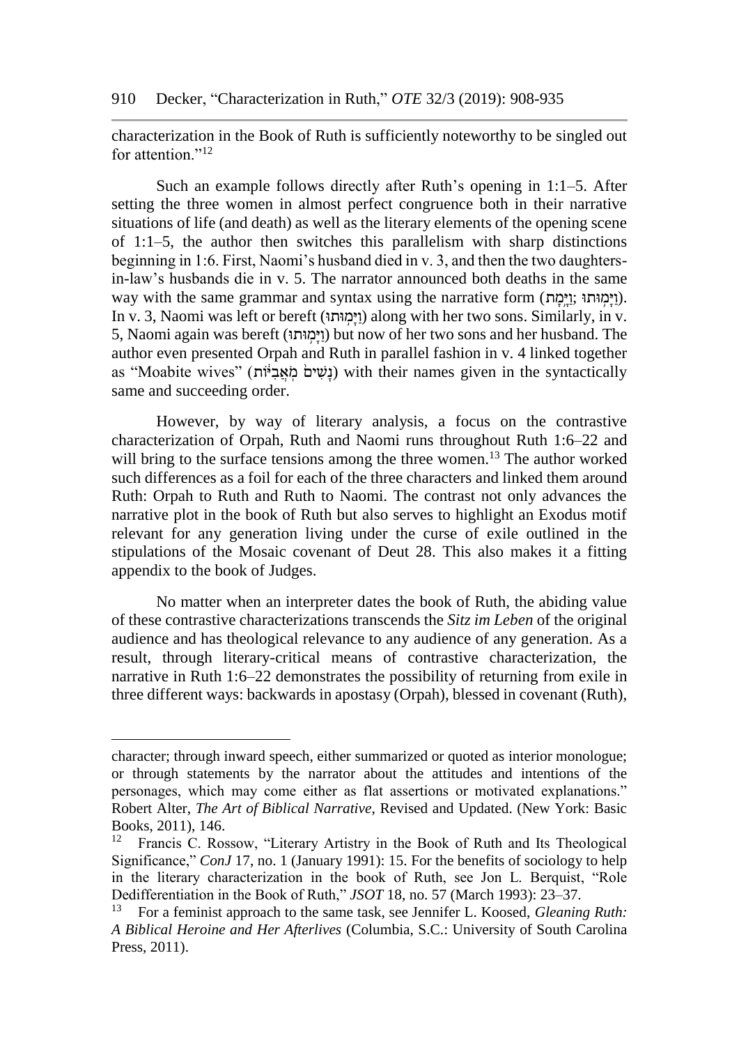characterization in the Book of Ruth is sufficiently noteworthy to be singled out for attention."[12]

Such an example follows directly after Ruth's opening in 1:1–5. After setting the three women in almost perfect congruence both in their narrative situations of life (and death) as well as the literary elements of the opening scene of 1:1–5, the author then switches this parallelism with sharp distinctions beginning in 1:6. First, Naomi's husband died in v. 3, and then the two daughters-in-law's husbands die in v. 5. The narrator announced both deaths in the same way with the same grammar and syntax using the narrative form (וַיָּמָת ;וַיָּמ֥וּתוּ). In v. 3, Naomi was left or bereft (וַיָּמָת) along with her two sons. Similarly, in v. 5, Naomi again was bereft (וַיָּמ֥וּתוּ) but now of her two sons and her husband. The author even presented Orpah and Ruth in parallel fashion in v. 4 linked together as "Moabite wives" (נָשִׁים֙ מֹֽאֲבִיּ֔וֹת) with their names given in the syntactically same and succeeding order.

However, by way of literary analysis, a focus on the contrastive characterization of Orpah, Ruth and Naomi runs throughout Ruth 1:6–22 and will bring to the surface tensions among the three women.[13] The author worked such differences as a foil for each of the three characters and linked them around Ruth: Orpah to Ruth and Ruth to Naomi. The contrast not only advances the narrative plot in the book of Ruth but also serves to highlight an Exodus motif relevant for any generation living under the curse of exile outlined in the stipulations of the Mosaic covenant of Deut 28. This also makes it a fitting appendix to the book of Judges.

No matter when an interpreter dates the book of Ruth, the abiding value of these contrastive characterizations transcends the *Sitz im Leben* of the original audience and has theological relevance to any audience of any generation. As a result, through literary-critical means of contrastive characterization, the narrative in Ruth 1:6–22 demonstrates the possibility of returning from exile in three different ways: backwards in apostasy (Orpah), blessed in covenant (Ruth),

---

character; through inward speech, either summarized or quoted as interior monologue; or through statements by the narrator about the attitudes and intentions of the personages, which may come either as flat assertions or motivated explanations." Robert Alter, *The Art of Biblical Narrative*, Revised and Updated. (New York: Basic Books, 2011), 146.

[12] Francis C. Rossow, "Literary Artistry in the Book of Ruth and Its Theological Significance," *ConJ* 17, no. 1 (January 1991): 15. For the benefits of sociology to help in the literary characterization in the book of Ruth, see Jon L. Berquist, "Role Dedifferentiation in the Book of Ruth," *JSOT* 18, no. 57 (March 1993): 23–37.

[13] For a feminist approach to the same task, see Jennifer L. Koosed, *Gleaning Ruth: A Biblical Heroine and Her Afterlives* (Columbia, S.C.: University of South Carolina Press, 2011).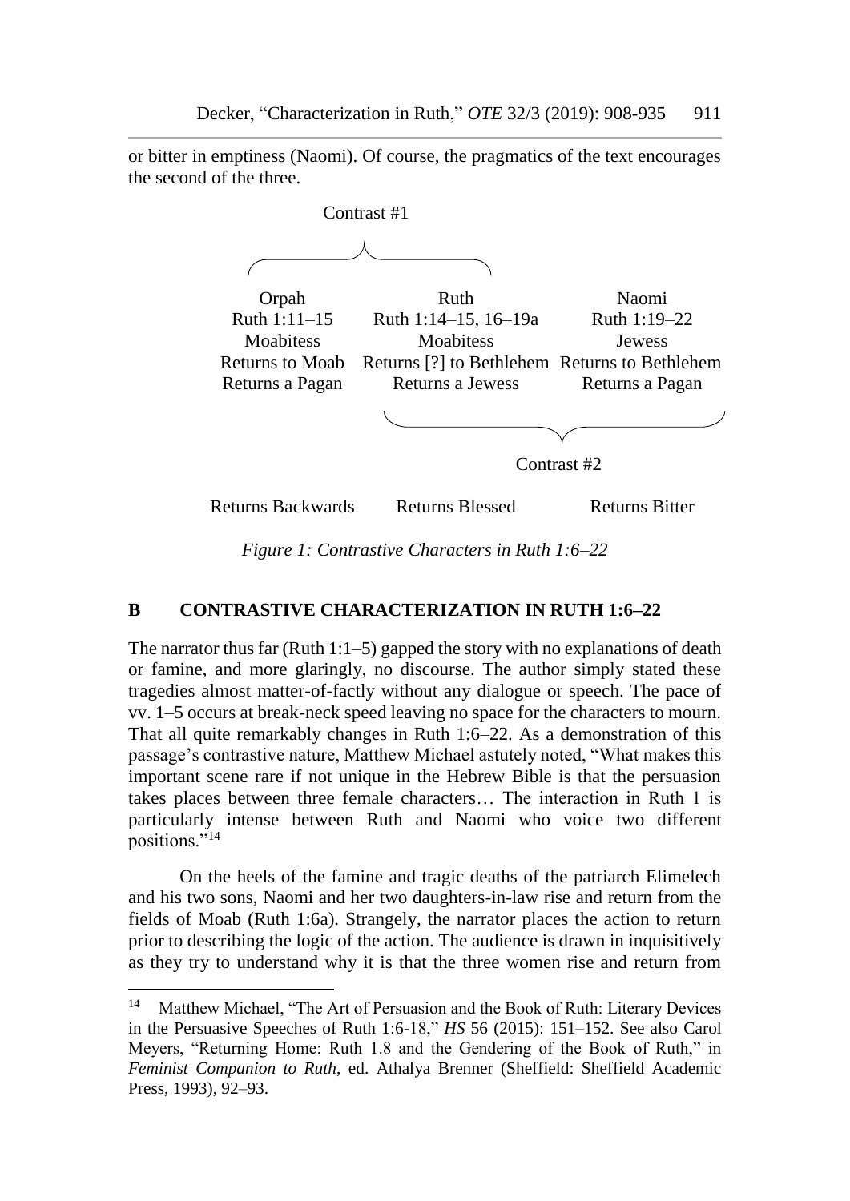or bitter in emptiness (Naomi). Of course, the pragmatics of the text encourages the second of the three.

| Orpah | Ruth | Naomi |
|---|---|---|
| Ruth 1:11–15 | Ruth 1:14–15, 16–19a | Ruth 1:19–22 |
| Moabitess | Moabitess | Jewess |
| Returns to Moab | Returns [?] to Bethlehem | Returns to Bethlehem |
| Returns a Pagan | Returns a Jewess | Returns a Pagan |
| Returns Backwards | Returns Blessed | Returns Bitter |

Contrast #1: Orpah – Ruth

Contrast #2: Ruth – Naomi

*Figure 1: Contrastive Characters in Ruth 1:6–22*

## B CONTRASTIVE CHARACTERIZATION IN RUTH 1:6–22

The narrator thus far (Ruth 1:1–5) gapped the story with no explanations of death or famine, and more glaringly, no discourse. The author simply stated these tragedies almost matter-of-factly without any dialogue or speech. The pace of vv. 1–5 occurs at break-neck speed leaving no space for the characters to mourn. That all quite remarkably changes in Ruth 1:6–22. As a demonstration of this passage's contrastive nature, Matthew Michael astutely noted, "What makes this important scene rare if not unique in the Hebrew Bible is that the persuasion takes places between three female characters… The interaction in Ruth 1 is particularly intense between Ruth and Naomi who voice two different positions."[14]

On the heels of the famine and tragic deaths of the patriarch Elimelech and his two sons, Naomi and her two daughters-in-law rise and return from the fields of Moab (Ruth 1:6a). Strangely, the narrator places the action to return prior to describing the logic of the action. The audience is drawn in inquisitively as they try to understand why it is that the three women rise and return from

---

[14] Matthew Michael, "The Art of Persuasion and the Book of Ruth: Literary Devices in the Persuasive Speeches of Ruth 1:6-18," *HS* 56 (2015): 151–152. See also Carol Meyers, "Returning Home: Ruth 1.8 and the Gendering of the Book of Ruth," in *Feminist Companion to Ruth*, ed. Athalya Brenner (Sheffield: Sheffield Academic Press, 1993), 92–93.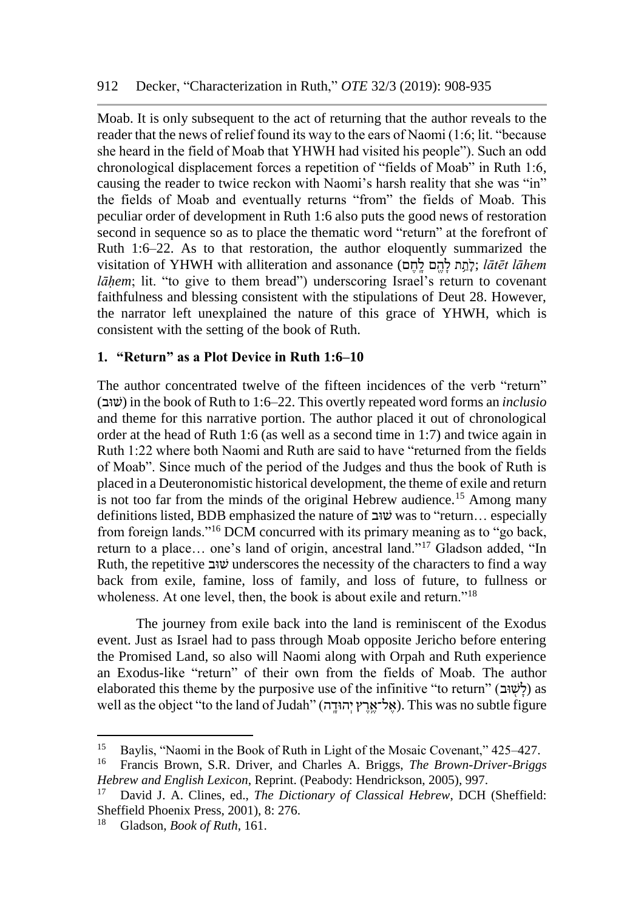Moab. It is only subsequent to the act of returning that the author reveals to the reader that the news of relief found its way to the ears of Naomi (1:6; lit. "because she heard in the field of Moab that YHWH had visited his people"). Such an odd chronological displacement forces a repetition of "fields of Moab" in Ruth 1:6, causing the reader to twice reckon with Naomi's harsh reality that she was "in" the fields of Moab and eventually returns "from" the fields of Moab. This peculiar order of development in Ruth 1:6 also puts the good news of restoration second in sequence so as to place the thematic word "return" at the forefront of Ruth 1:6–22. As to that restoration, the author eloquently summarized the visitation of YHWH with alliteration and assonance (לָתֵת לָהֶם לָחֶם; *lātēt lāhem lāḥem*; lit. "to give to them bread") underscoring Israel's return to covenant faithfulness and blessing consistent with the stipulations of Deut 28. However, the narrator left unexplained the nature of this grace of YHWH, which is consistent with the setting of the book of Ruth.

## 1. "Return" as a Plot Device in Ruth 1:6–10

The author concentrated twelve of the fifteen incidences of the verb "return" (שׁוּב) in the book of Ruth to 1:6–22. This overtly repeated word forms an *inclusio* and theme for this narrative portion. The author placed it out of chronological order at the head of Ruth 1:6 (as well as a second time in 1:7) and twice again in Ruth 1:22 where both Naomi and Ruth are said to have "returned from the fields of Moab". Since much of the period of the Judges and thus the book of Ruth is placed in a Deuteronomistic historical development, the theme of exile and return is not too far from the minds of the original Hebrew audience.[15] Among many definitions listed, BDB emphasized the nature of שׁוּב was to "return… especially from foreign lands."[16] DCM concurred with its primary meaning as to "go back, return to a place… one's land of origin, ancestral land."[17] Gladson added, "In Ruth, the repetitive שׁוּב underscores the necessity of the characters to find a way back from exile, famine, loss of family, and loss of future, to fullness or wholeness. At one level, then, the book is about exile and return."[18]

The journey from exile back into the land is reminiscent of the Exodus event. Just as Israel had to pass through Moab opposite Jericho before entering the Promised Land, so also will Naomi along with Orpah and Ruth experience an Exodus-like "return" of their own from the fields of Moab. The author elaborated this theme by the purposive use of the infinitive "to return" (לָשׁוּב) as well as the object "to the land of Judah" (אֶל־אֶרֶץ יְהוּדָה). This was no subtle figure

---

[15] Baylis, "Naomi in the Book of Ruth in Light of the Mosaic Covenant," 425–427.

[16] Francis Brown, S.R. Driver, and Charles A. Briggs, *The Brown-Driver-Briggs Hebrew and English Lexicon*, Reprint. (Peabody: Hendrickson, 2005), 997.

[17] David J. A. Clines, ed., *The Dictionary of Classical Hebrew*, DCH (Sheffield: Sheffield Phoenix Press, 2001), 8: 276.

[18] Gladson, *Book of Ruth*, 161.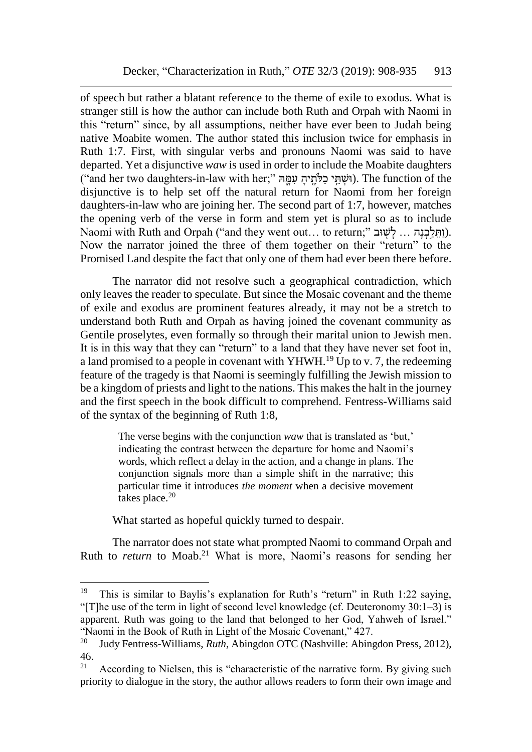of speech but rather a blatant reference to the theme of exile to exodus. What is stranger still is how the author can include both Ruth and Orpah with Naomi in this "return" since, by all assumptions, neither have ever been to Judah being native Moabite women. The author stated this inclusion twice for emphasis in Ruth 1:7. First, with singular verbs and pronouns Naomi was said to have departed. Yet a disjunctive *waw* is used in order to include the Moabite daughters ("and her two daughters-in-law with her;" וּשְׁתֵּי כַלֹּתֶיהָ עִמָּהּ). The function of the disjunctive is to help set off the natural return for Naomi from her foreign daughters-in-law who are joining her. The second part of 1:7, however, matches the opening verb of the verse in form and stem yet is plural so as to include Naomi with Ruth and Orpah ("and they went out… to return;" וַתֵּלַכְנָה … לָשׁוּב). Now the narrator joined the three of them together on their "return" to the Promised Land despite the fact that only one of them had ever been there before.

The narrator did not resolve such a geographical contradiction, which only leaves the reader to speculate. But since the Mosaic covenant and the theme of exile and exodus are prominent features already, it may not be a stretch to understand both Ruth and Orpah as having joined the covenant community as Gentile proselytes, even formally so through their marital union to Jewish men. It is in this way that they can "return" to a land that they have never set foot in, a land promised to a people in covenant with YHWH.[19] Up to v. 7, the redeeming feature of the tragedy is that Naomi is seemingly fulfilling the Jewish mission to be a kingdom of priests and light to the nations. This makes the halt in the journey and the first speech in the book difficult to comprehend. Fentress-Williams said of the syntax of the beginning of Ruth 1:8,

> The verse begins with the conjunction *waw* that is translated as 'but,' indicating the contrast between the departure for home and Naomi's words, which reflect a delay in the action, and a change in plans. The conjunction signals more than a simple shift in the narrative; this particular time it introduces *the moment* when a decisive movement takes place.[20]

What started as hopeful quickly turned to despair.

The narrator does not state what prompted Naomi to command Orpah and Ruth to *return* to Moab.[21] What is more, Naomi's reasons for sending her

---

[19] This is similar to Baylis's explanation for Ruth's "return" in Ruth 1:22 saying, "[T]he use of the term in light of second level knowledge (cf. Deuteronomy 30:1–3) is apparent. Ruth was going to the land that belonged to her God, Yahweh of Israel." "Naomi in the Book of Ruth in Light of the Mosaic Covenant," 427.

[20] Judy Fentress-Williams, *Ruth*, Abingdon OTC (Nashville: Abingdon Press, 2012), 46.

[21] According to Nielsen, this is "characteristic of the narrative form. By giving such priority to dialogue in the story, the author allows readers to form their own image and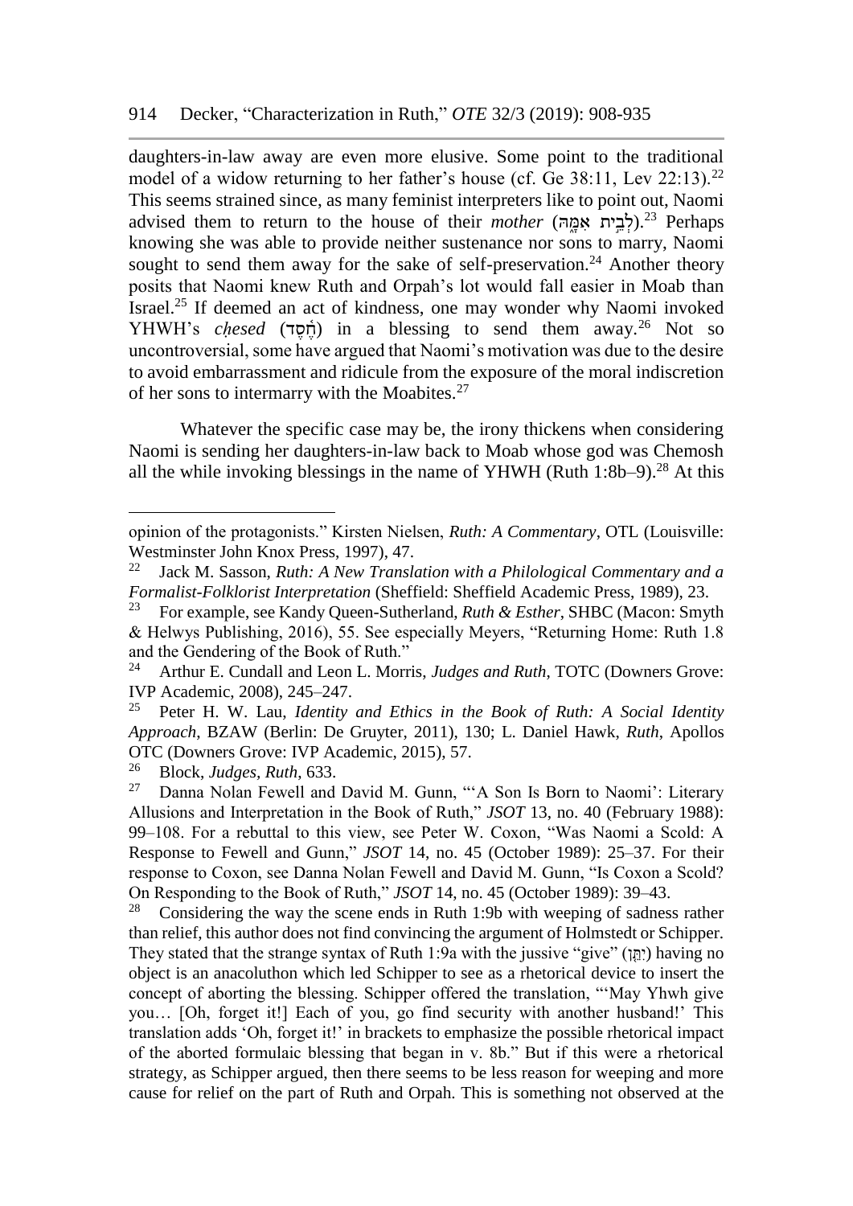daughters-in-law away are even more elusive. Some point to the traditional model of a widow returning to her father's house (cf. Ge 38:11, Lev 22:13).[22] This seems strained since, as many feminist interpreters like to point out, Naomi advised them to return to the house of their *mother* (לְבֵית אִמָּהּ).[23] Perhaps knowing she was able to provide neither sustenance nor sons to marry, Naomi sought to send them away for the sake of self-preservation.[24] Another theory posits that Naomi knew Ruth and Orpah's lot would fall easier in Moab than Israel.[25] If deemed an act of kindness, one may wonder why Naomi invoked YHWH's *ḥesed* (חֶסֶד) in a blessing to send them away.[26] Not so uncontroversial, some have argued that Naomi's motivation was due to the desire to avoid embarrassment and ridicule from the exposure of the moral indiscretion of her sons to intermarry with the Moabites.[27]

Whatever the specific case may be, the irony thickens when considering Naomi is sending her daughters-in-law back to Moab whose god was Chemosh all the while invoking blessings in the name of YHWH (Ruth 1:8b–9).[28] At this

---

opinion of the protagonists." Kirsten Nielsen, *Ruth: A Commentary*, OTL (Louisville: Westminster John Knox Press, 1997), 47.

[22] Jack M. Sasson, *Ruth: A New Translation with a Philological Commentary and a Formalist-Folklorist Interpretation* (Sheffield: Sheffield Academic Press, 1989), 23.

[23] For example, see Kandy Queen-Sutherland, *Ruth & Esther*, SHBC (Macon: Smyth & Helwys Publishing, 2016), 55. See especially Meyers, "Returning Home: Ruth 1.8 and the Gendering of the Book of Ruth."

[24] Arthur E. Cundall and Leon L. Morris, *Judges and Ruth*, TOTC (Downers Grove: IVP Academic, 2008), 245–247.

[25] Peter H. W. Lau, *Identity and Ethics in the Book of Ruth: A Social Identity Approach*, BZAW (Berlin: De Gruyter, 2011), 130; L. Daniel Hawk, *Ruth*, Apollos OTC (Downers Grove: IVP Academic, 2015), 57.

[26] Block, *Judges, Ruth*, 633.

[27] Danna Nolan Fewell and David M. Gunn, "'A Son Is Born to Naomi': Literary Allusions and Interpretation in the Book of Ruth," *JSOT* 13, no. 40 (February 1988): 99–108. For a rebuttal to this view, see Peter W. Coxon, "Was Naomi a Scold: A Response to Fewell and Gunn," *JSOT* 14, no. 45 (October 1989): 25–37. For their response to Coxon, see Danna Nolan Fewell and David M. Gunn, "Is Coxon a Scold? On Responding to the Book of Ruth," *JSOT* 14, no. 45 (October 1989): 39–43.

[28] Considering the way the scene ends in Ruth 1:9b with weeping of sadness rather than relief, this author does not find convincing the argument of Holmstedt or Schipper. They stated that the strange syntax of Ruth 1:9a with the jussive "give" (יִתֵּן) having no object is an anacoluthon which led Schipper to see as a rhetorical device to insert the concept of aborting the blessing. Schipper offered the translation, "'May Yhwh give you… [Oh, forget it!] Each of you, go find security with another husband!' This translation adds 'Oh, forget it!' in brackets to emphasize the possible rhetorical impact of the aborted formulaic blessing that began in v. 8b." But if this were a rhetorical strategy, as Schipper argued, then there seems to be less reason for weeping and more cause for relief on the part of Ruth and Orpah. This is something not observed at the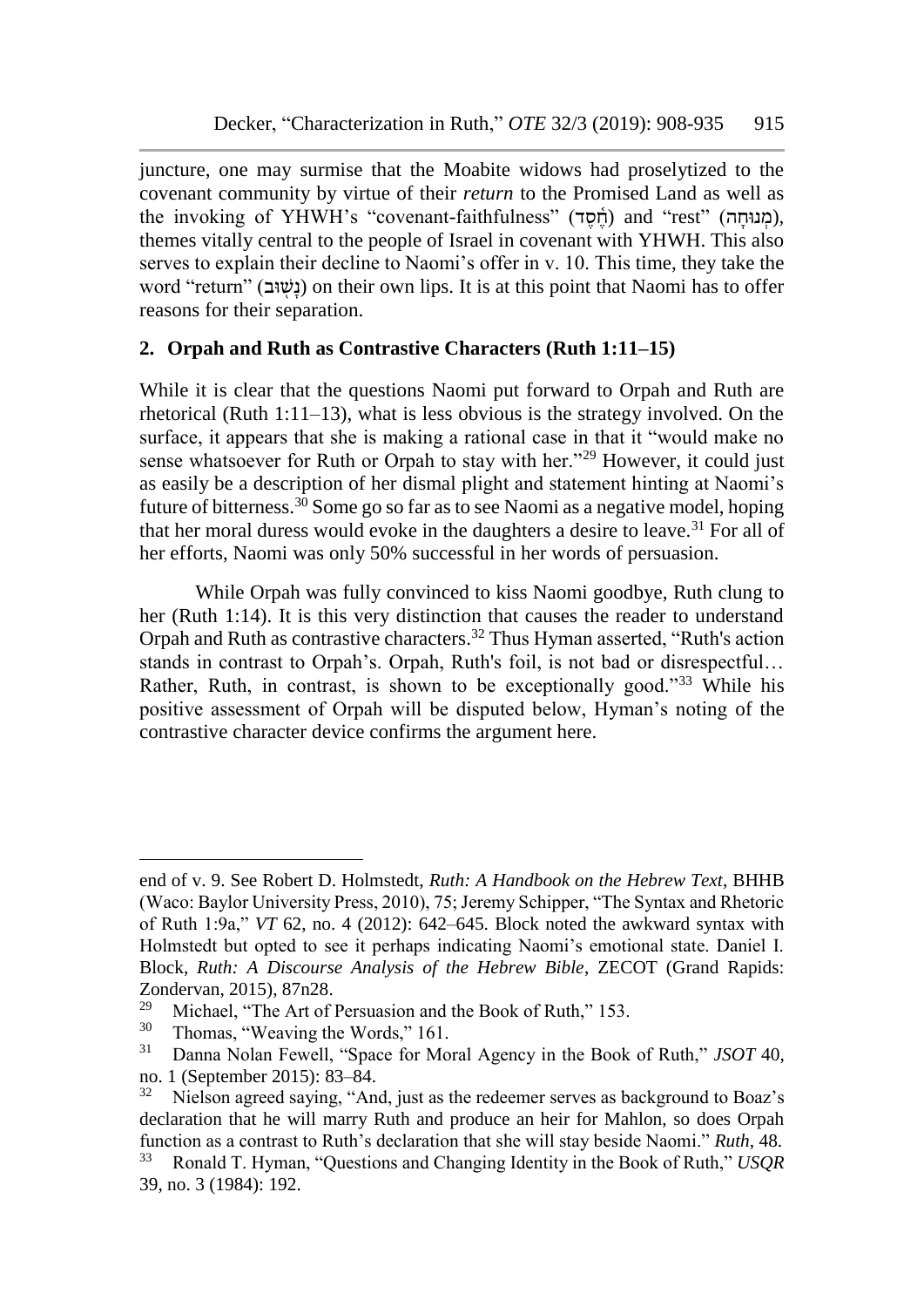juncture, one may surmise that the Moabite widows had proselytized to the covenant community by virtue of their *return* to the Promised Land as well as the invoking of YHWH's "covenant-faithfulness" (חֶסֶד) and "rest" (מְנוּחָה), themes vitally central to the people of Israel in covenant with YHWH. This also serves to explain their decline to Naomi's offer in v. 10. This time, they take the word "return" (נָשׁוּב) on their own lips. It is at this point that Naomi has to offer reasons for their separation.

## 2. Orpah and Ruth as Contrastive Characters (Ruth 1:11–15)

While it is clear that the questions Naomi put forward to Orpah and Ruth are rhetorical (Ruth 1:11–13), what is less obvious is the strategy involved. On the surface, it appears that she is making a rational case in that it "would make no sense whatsoever for Ruth or Orpah to stay with her."[29] However, it could just as easily be a description of her dismal plight and statement hinting at Naomi's future of bitterness.[30] Some go so far as to see Naomi as a negative model, hoping that her moral duress would evoke in the daughters a desire to leave.[31] For all of her efforts, Naomi was only 50% successful in her words of persuasion.

While Orpah was fully convinced to kiss Naomi goodbye, Ruth clung to her (Ruth 1:14). It is this very distinction that causes the reader to understand Orpah and Ruth as contrastive characters.[32] Thus Hyman asserted, "Ruth's action stands in contrast to Orpah's. Orpah, Ruth's foil, is not bad or disrespectful… Rather, Ruth, in contrast, is shown to be exceptionally good."[33] While his positive assessment of Orpah will be disputed below, Hyman's noting of the contrastive character device confirms the argument here.

---

end of v. 9. See Robert D. Holmstedt, *Ruth: A Handbook on the Hebrew Text*, BHHB (Waco: Baylor University Press, 2010), 75; Jeremy Schipper, "The Syntax and Rhetoric of Ruth 1:9a," *VT* 62, no. 4 (2012): 642–645. Block noted the awkward syntax with Holmstedt but opted to see it perhaps indicating Naomi's emotional state. Daniel I. Block, *Ruth: A Discourse Analysis of the Hebrew Bible*, ZECOT (Grand Rapids: Zondervan, 2015), 87n28.

[29] Michael, "The Art of Persuasion and the Book of Ruth," 153.

[30] Thomas, "Weaving the Words," 161.

[31] Danna Nolan Fewell, "Space for Moral Agency in the Book of Ruth," *JSOT* 40, no. 1 (September 2015): 83–84.

[32] Nielson agreed saying, "And, just as the redeemer serves as background to Boaz's declaration that he will marry Ruth and produce an heir for Mahlon, so does Orpah function as a contrast to Ruth's declaration that she will stay beside Naomi." *Ruth*, 48.

[33] Ronald T. Hyman, "Questions and Changing Identity in the Book of Ruth," *USQR* 39, no. 3 (1984): 192.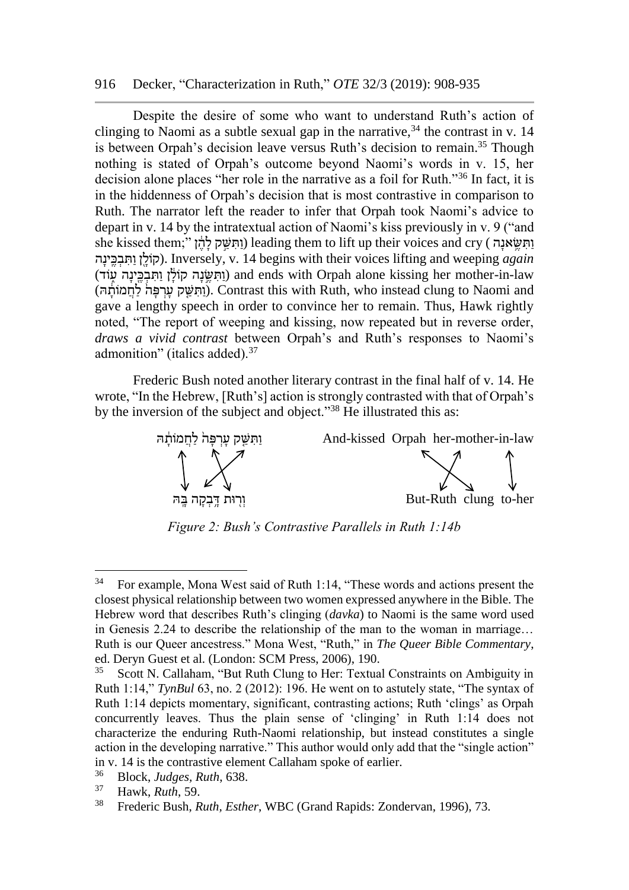Despite the desire of some who want to understand Ruth's action of clinging to Naomi as a subtle sexual gap in the narrative,[34] the contrast in v. 14 is between Orpah's decision leave versus Ruth's decision to remain.[35] Though nothing is stated of Orpah's outcome beyond Naomi's words in v. 15, her decision alone places "her role in the narrative as a foil for Ruth."[36] In fact, it is in the hiddenness of Orpah's decision that is most contrastive in comparison to Ruth. The narrator left the reader to infer that Orpah took Naomi's advice to depart in v. 14 by the intratextual action of Naomi's kiss previously in v. 9 ("and she kissed them;" וַתִּשַּׁק לָהֶן) leading them to lift up their voices and cry (וַתִּשֶּׂאנָה קוֹלָן וַתִּבְכֶּינָה). Inversely, v. 14 begins with their voices lifting and weeping *again* (וַתִּשֶּׂנָה קוֹלָן וַתִּבְכֶּינָה עוֹד) and ends with Orpah alone kissing her mother-in-law (וַתִּשַּׁק עָרְפָּה לַחֲמוֹתָהּ). Contrast this with Ruth, who instead clung to Naomi and gave a lengthy speech in order to convince her to remain. Thus, Hawk rightly noted, "The report of weeping and kissing, now repeated but in reverse order, *draws a vivid contrast* between Orpah's and Ruth's responses to Naomi's admonition" (italics added).[37]

Frederic Bush noted another literary contrast in the final half of v. 14. He wrote, "In the Hebrew, [Ruth's] action is strongly contrasted with that of Orpah's by the inversion of the subject and object."[38] He illustrated this as:

| וַתִּשַּׁק עָרְפָּה לַחֲמוֹתָהּ | And-kissed Orpah her-mother-in-law |
|---|---|
| וְרוּת דָּבְקָה בָּהּ | But-Ruth clung to-her |

*Figure 2: Bush's Contrastive Parallels in Ruth 1:14b*

---

[34] For example, Mona West said of Ruth 1:14, "These words and actions present the closest physical relationship between two women expressed anywhere in the Bible. The Hebrew word that describes Ruth's clinging (*davka*) to Naomi is the same word used in Genesis 2.24 to describe the relationship of the man to the woman in marriage… Ruth is our Queer ancestress." Mona West, "Ruth," in *The Queer Bible Commentary*, ed. Deryn Guest et al. (London: SCM Press, 2006), 190.

[35] Scott N. Callaham, "But Ruth Clung to Her: Textual Constraints on Ambiguity in Ruth 1:14," *TynBul* 63, no. 2 (2012): 196. He went on to astutely state, "The syntax of Ruth 1:14 depicts momentary, significant, contrasting actions; Ruth 'clings' as Orpah concurrently leaves. Thus the plain sense of 'clinging' in Ruth 1:14 does not characterize the enduring Ruth-Naomi relationship, but instead constitutes a single action in the developing narrative." This author would only add that the "single action" in v. 14 is the contrastive element Callaham spoke of earlier.

[36] Block, *Judges, Ruth*, 638.

[37] Hawk, *Ruth*, 59.

[38] Frederic Bush, *Ruth, Esther*, WBC (Grand Rapids: Zondervan, 1996), 73.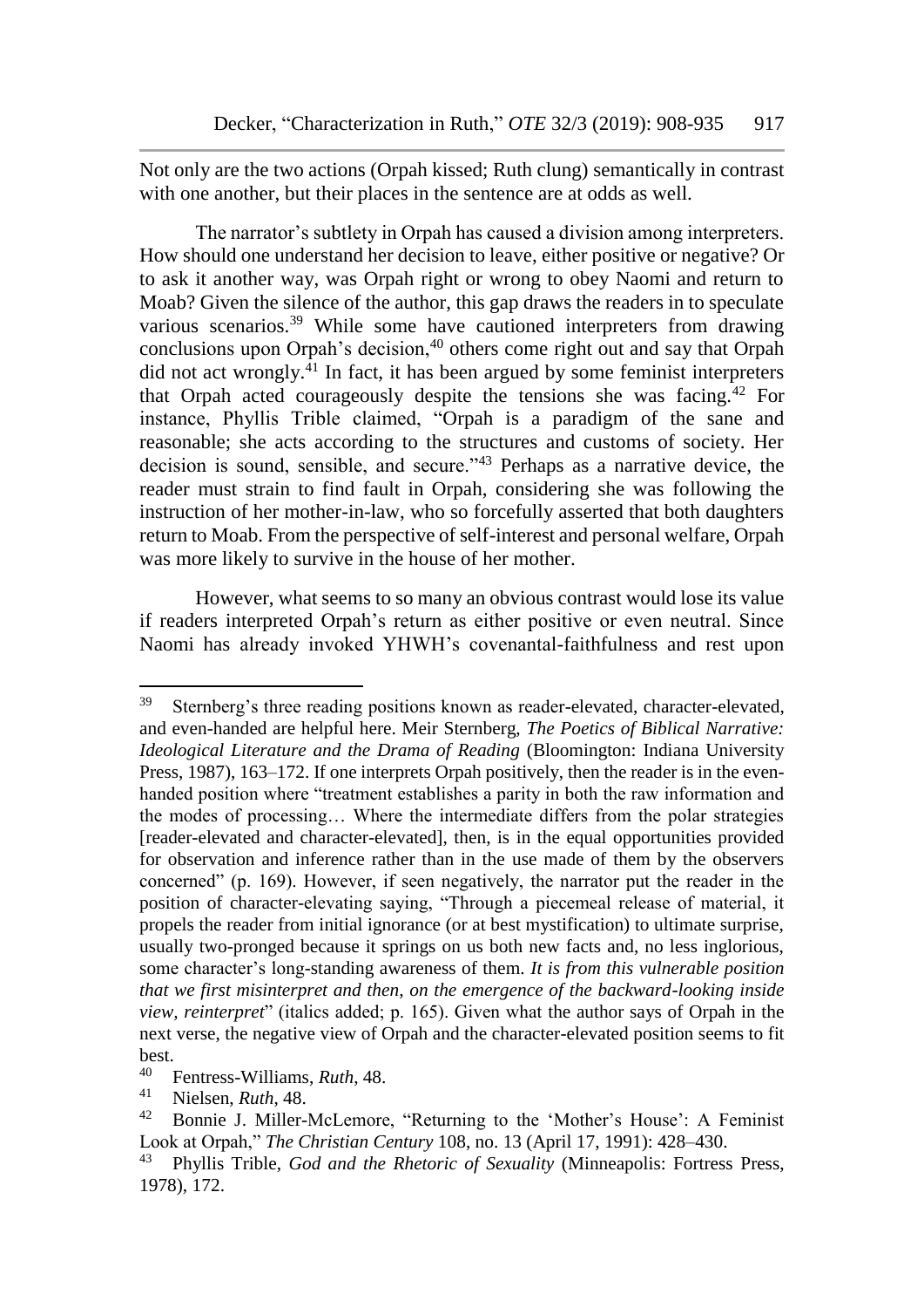Not only are the two actions (Orpah kissed; Ruth clung) semantically in contrast with one another, but their places in the sentence are at odds as well.

The narrator's subtlety in Orpah has caused a division among interpreters. How should one understand her decision to leave, either positive or negative? Or to ask it another way, was Orpah right or wrong to obey Naomi and return to Moab? Given the silence of the author, this gap draws the readers in to speculate various scenarios.[39] While some have cautioned interpreters from drawing conclusions upon Orpah's decision,[40] others come right out and say that Orpah did not act wrongly.[41] In fact, it has been argued by some feminist interpreters that Orpah acted courageously despite the tensions she was facing.[42] For instance, Phyllis Trible claimed, "Orpah is a paradigm of the sane and reasonable; she acts according to the structures and customs of society. Her decision is sound, sensible, and secure."[43] Perhaps as a narrative device, the reader must strain to find fault in Orpah, considering she was following the instruction of her mother-in-law, who so forcefully asserted that both daughters return to Moab. From the perspective of self-interest and personal welfare, Orpah was more likely to survive in the house of her mother.

However, what seems to so many an obvious contrast would lose its value if readers interpreted Orpah's return as either positive or even neutral. Since Naomi has already invoked YHWH's covenantal-faithfulness and rest upon

---

[39] Sternberg's three reading positions known as reader-elevated, character-elevated, and even-handed are helpful here. Meir Sternberg, *The Poetics of Biblical Narrative: Ideological Literature and the Drama of Reading* (Bloomington: Indiana University Press, 1987), 163–172. If one interprets Orpah positively, then the reader is in the even-handed position where "treatment establishes a parity in both the raw information and the modes of processing… Where the intermediate differs from the polar strategies [reader-elevated and character-elevated], then, is in the equal opportunities provided for observation and inference rather than in the use made of them by the observers concerned" (p. 169). However, if seen negatively, the narrator put the reader in the position of character-elevating saying, "Through a piecemeal release of material, it propels the reader from initial ignorance (or at best mystification) to ultimate surprise, usually two-pronged because it springs on us both new facts and, no less inglorious, some character's long-standing awareness of them. *It is from this vulnerable position that we first misinterpret and then, on the emergence of the backward-looking inside view, reinterpret*" (italics added; p. 165). Given what the author says of Orpah in the next verse, the negative view of Orpah and the character-elevated position seems to fit best.

[40] Fentress-Williams, *Ruth*, 48.

[41] Nielsen, *Ruth*, 48.

[42] Bonnie J. Miller-McLemore, "Returning to the 'Mother's House': A Feminist Look at Orpah," *The Christian Century* 108, no. 13 (April 17, 1991): 428–430.

[43] Phyllis Trible, *God and the Rhetoric of Sexuality* (Minneapolis: Fortress Press, 1978), 172.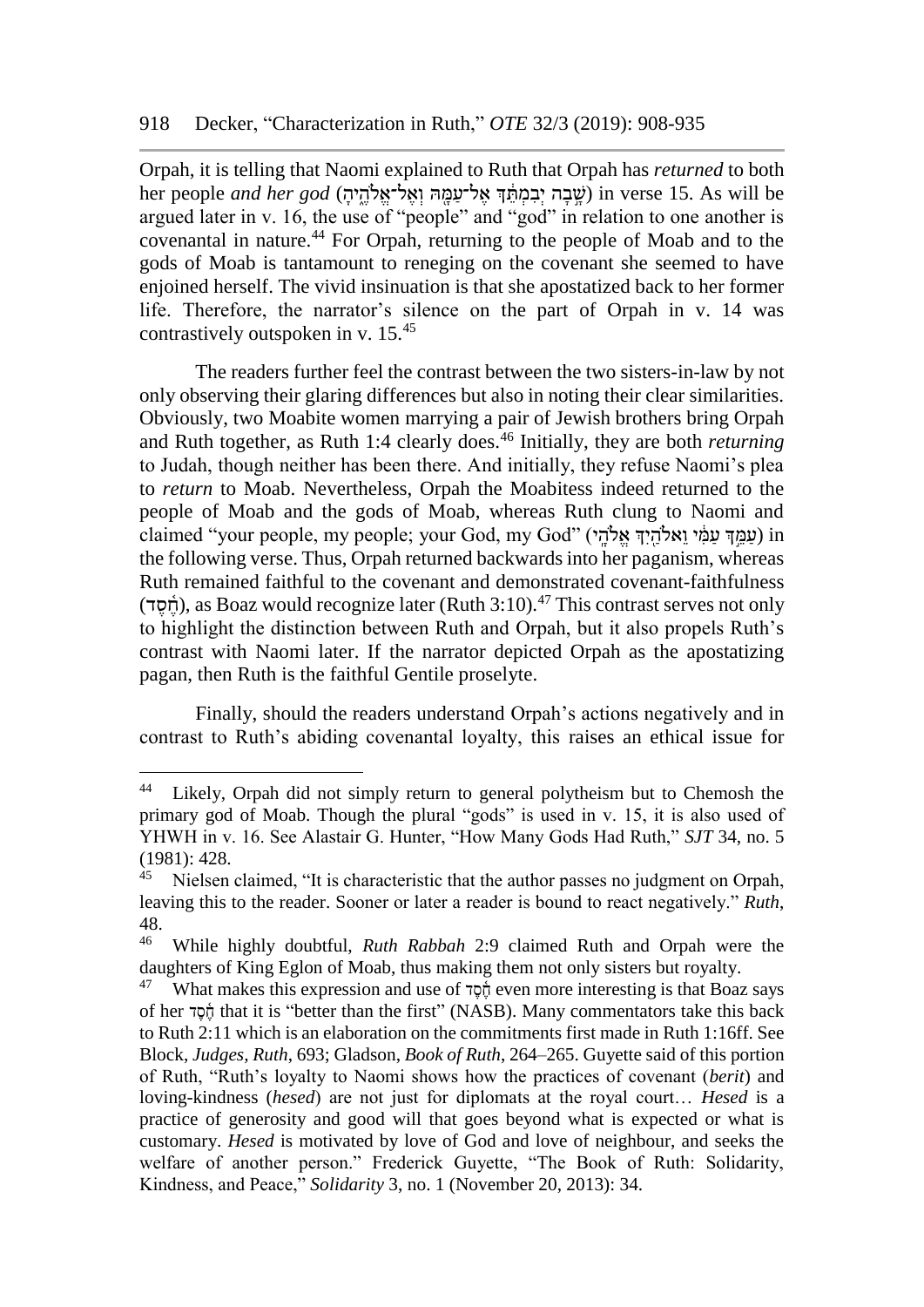Orpah, it is telling that Naomi explained to Ruth that Orpah has *returned* to both her people *and her god* (שָׁ֤בָה יְבִמְתֵּךְ֙ אֶל־עַמָּ֖הּ וְאֶל־אֱלֹהֶ֑יהָ) in verse 15. As will be argued later in v. 16, the use of "people" and "god" in relation to one another is covenantal in nature.[44] For Orpah, returning to the people of Moab and to the gods of Moab is tantamount to reneging on the covenant she seemed to have enjoined herself. The vivid insinuation is that she apostatized back to her former life. Therefore, the narrator's silence on the part of Orpah in v. 14 was contrastively outspoken in v. 15.[45]

The readers further feel the contrast between the two sisters-in-law by not only observing their glaring differences but also in noting their clear similarities. Obviously, two Moabite women marrying a pair of Jewish brothers bring Orpah and Ruth together, as Ruth 1:4 clearly does.[46] Initially, they are both *returning* to Judah, though neither has been there. And initially, they refuse Naomi's plea to *return* to Moab. Nevertheless, Orpah the Moabitess indeed returned to the people of Moab and the gods of Moab, whereas Ruth clung to Naomi and claimed "your people, my people; your God, my God" (עַמֵּךְ עַמִּי וֵאלֹהַיִךְ אֱלֹהָי) in the following verse. Thus, Orpah returned backwards into her paganism, whereas Ruth remained faithful to the covenant and demonstrated covenant-faithfulness (חֶסֶד), as Boaz would recognize later (Ruth 3:10).[47] This contrast serves not only to highlight the distinction between Ruth and Orpah, but it also propels Ruth's contrast with Naomi later. If the narrator depicted Orpah as the apostatizing pagan, then Ruth is the faithful Gentile proselyte.

Finally, should the readers understand Orpah's actions negatively and in contrast to Ruth's abiding covenantal loyalty, this raises an ethical issue for

---

[44] Likely, Orpah did not simply return to general polytheism but to Chemosh the primary god of Moab. Though the plural "gods" is used in v. 15, it is also used of YHWH in v. 16. See Alastair G. Hunter, "How Many Gods Had Ruth," *SJT* 34, no. 5 (1981): 428.

[45] Nielsen claimed, "It is characteristic that the author passes no judgment on Orpah, leaving this to the reader. Sooner or later a reader is bound to react negatively." *Ruth*, 48.

[46] While highly doubtful, *Ruth Rabbah* 2:9 claimed Ruth and Orpah were the daughters of King Eglon of Moab, thus making them not only sisters but royalty.

[47] What makes this expression and use of חֶסֶד even more interesting is that Boaz says of her חֶסֶד that it is "better than the first" (NASB). Many commentators take this back to Ruth 2:11 which is an elaboration on the commitments first made in Ruth 1:16ff. See Block, *Judges, Ruth*, 693; Gladson, *Book of Ruth*, 264–265. Guyette said of this portion of Ruth, "Ruth's loyalty to Naomi shows how the practices of covenant (*berit*) and loving-kindness (*hesed*) are not just for diplomats at the royal court… *Hesed* is a practice of generosity and good will that goes beyond what is expected or what is customary. *Hesed* is motivated by love of God and love of neighbour, and seeks the welfare of another person." Frederick Guyette, "The Book of Ruth: Solidarity, Kindness, and Peace," *Solidarity* 3, no. 1 (November 20, 2013): 34.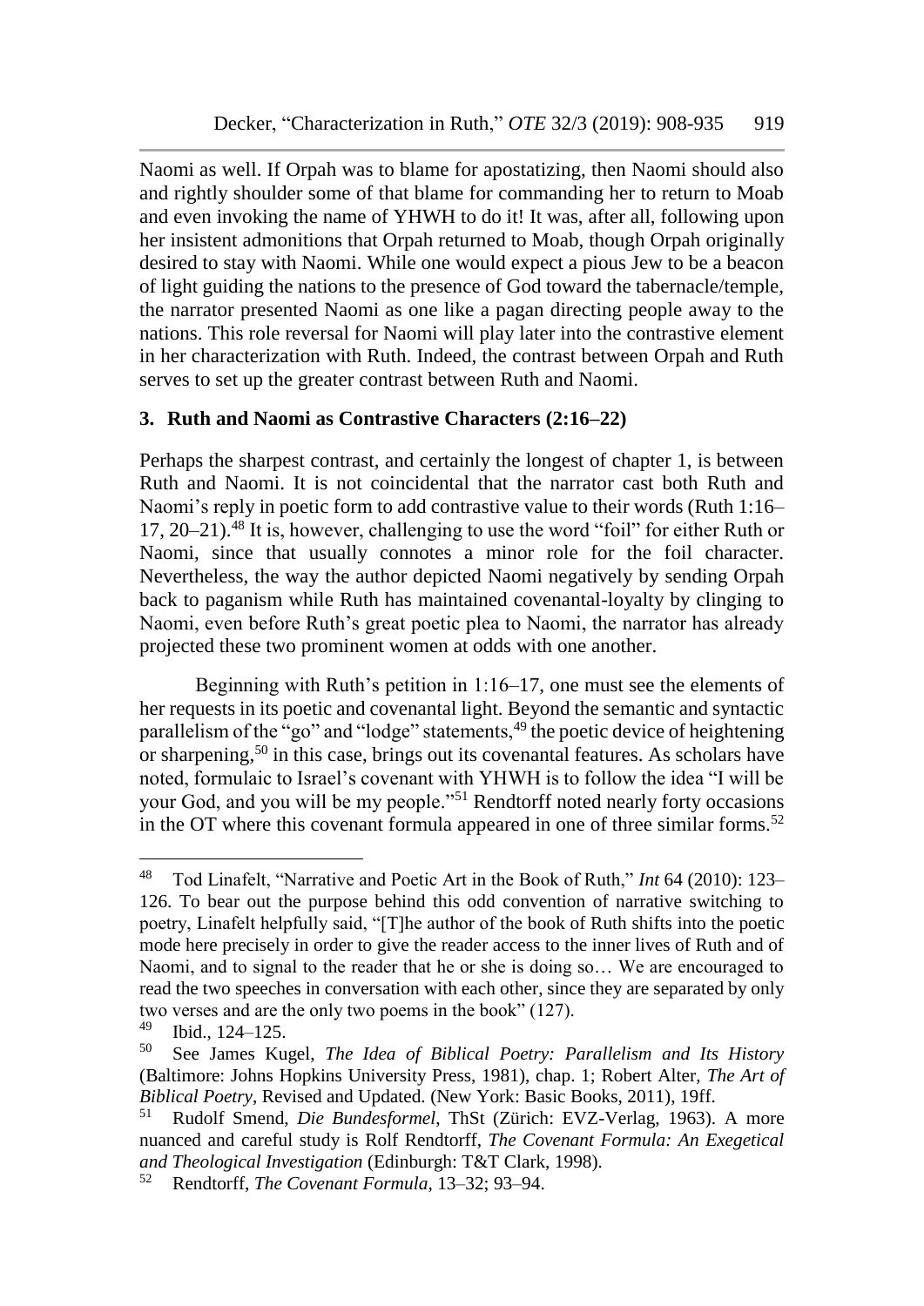Naomi as well. If Orpah was to blame for apostatizing, then Naomi should also and rightly shoulder some of that blame for commanding her to return to Moab and even invoking the name of YHWH to do it! It was, after all, following upon her insistent admonitions that Orpah returned to Moab, though Orpah originally desired to stay with Naomi. While one would expect a pious Jew to be a beacon of light guiding the nations to the presence of God toward the tabernacle/temple, the narrator presented Naomi as one like a pagan directing people away to the nations. This role reversal for Naomi will play later into the contrastive element in her characterization with Ruth. Indeed, the contrast between Orpah and Ruth serves to set up the greater contrast between Ruth and Naomi.

### 3. Ruth and Naomi as Contrastive Characters (2:16–22)

Perhaps the sharpest contrast, and certainly the longest of chapter 1, is between Ruth and Naomi. It is not coincidental that the narrator cast both Ruth and Naomi's reply in poetic form to add contrastive value to their words (Ruth 1:16–17, 20–21).[48] It is, however, challenging to use the word "foil" for either Ruth or Naomi, since that usually connotes a minor role for the foil character. Nevertheless, the way the author depicted Naomi negatively by sending Orpah back to paganism while Ruth has maintained covenantal-loyalty by clinging to Naomi, even before Ruth's great poetic plea to Naomi, the narrator has already projected these two prominent women at odds with one another.

Beginning with Ruth's petition in 1:16–17, one must see the elements of her requests in its poetic and covenantal light. Beyond the semantic and syntactic parallelism of the "go" and "lodge" statements,[49] the poetic device of heightening or sharpening,[50] in this case, brings out its covenantal features. As scholars have noted, formulaic to Israel's covenant with YHWH is to follow the idea "I will be your God, and you will be my people."[51] Rendtorff noted nearly forty occasions in the OT where this covenant formula appeared in one of three similar forms.[52]

---

[48] Tod Linafelt, "Narrative and Poetic Art in the Book of Ruth," *Int* 64 (2010): 123–126. To bear out the purpose behind this odd convention of narrative switching to poetry, Linafelt helpfully said, "[T]he author of the book of Ruth shifts into the poetic mode here precisely in order to give the reader access to the inner lives of Ruth and of Naomi, and to signal to the reader that he or she is doing so… We are encouraged to read the two speeches in conversation with each other, since they are separated by only two verses and are the only two poems in the book" (127).

[49] Ibid., 124–125.

[50] See James Kugel, *The Idea of Biblical Poetry: Parallelism and Its History* (Baltimore: Johns Hopkins University Press, 1981), chap. 1; Robert Alter, *The Art of Biblical Poetry*, Revised and Updated. (New York: Basic Books, 2011), 19ff.

[51] Rudolf Smend, *Die Bundesformel*, ThSt (Zürich: EVZ-Verlag, 1963). A more nuanced and careful study is Rolf Rendtorff, *The Covenant Formula: An Exegetical and Theological Investigation* (Edinburgh: T&T Clark, 1998).

[52] Rendtorff, *The Covenant Formula*, 13–32; 93–94.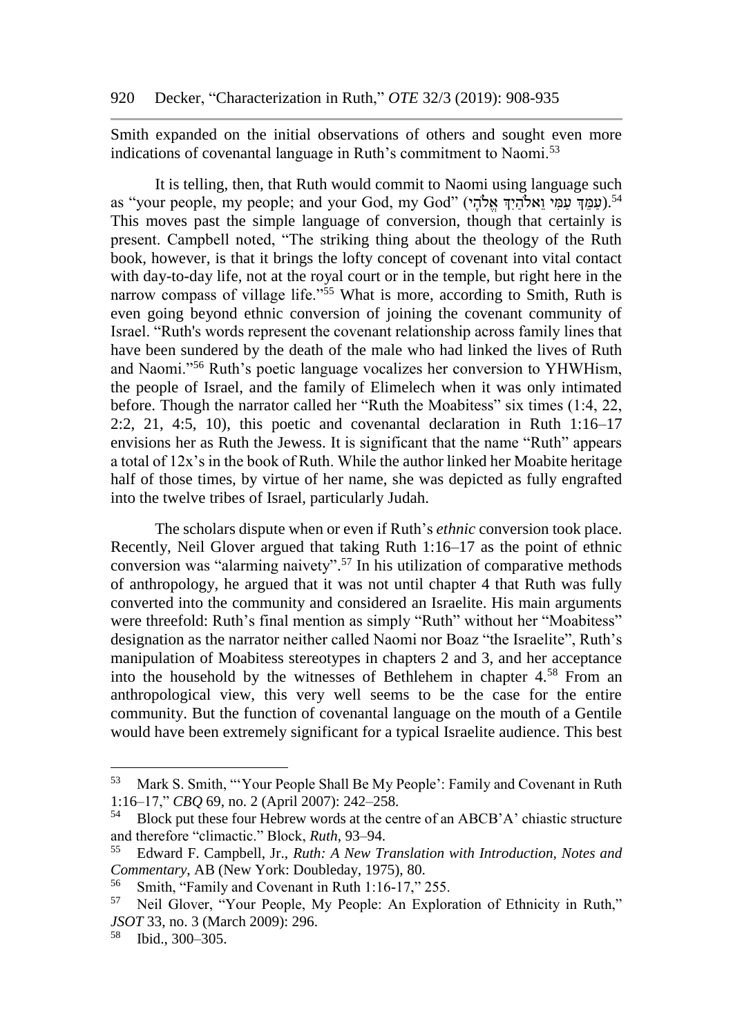Smith expanded on the initial observations of others and sought even more indications of covenantal language in Ruth's commitment to Naomi.[53]

It is telling, then, that Ruth would commit to Naomi using language such as "your people, my people; and your God, my God" (עַמֵּךְ עַמִּי וֵאלֹהַיִךְ אֱלֹהָי).[54] This moves past the simple language of conversion, though that certainly is present. Campbell noted, "The striking thing about the theology of the Ruth book, however, is that it brings the lofty concept of covenant into vital contact with day-to-day life, not at the royal court or in the temple, but right here in the narrow compass of village life."[55] What is more, according to Smith, Ruth is even going beyond ethnic conversion of joining the covenant community of Israel. "Ruth's words represent the covenant relationship across family lines that have been sundered by the death of the male who had linked the lives of Ruth and Naomi."[56] Ruth's poetic language vocalizes her conversion to YHWHism, the people of Israel, and the family of Elimelech when it was only intimated before. Though the narrator called her "Ruth the Moabitess" six times (1:4, 22, 2:2, 21, 4:5, 10), this poetic and covenantal declaration in Ruth 1:16–17 envisions her as Ruth the Jewess. It is significant that the name "Ruth" appears a total of 12x's in the book of Ruth. While the author linked her Moabite heritage half of those times, by virtue of her name, she was depicted as fully engrafted into the twelve tribes of Israel, particularly Judah.

The scholars dispute when or even if Ruth's *ethnic* conversion took place. Recently, Neil Glover argued that taking Ruth 1:16–17 as the point of ethnic conversion was "alarming naivety".[57] In his utilization of comparative methods of anthropology, he argued that it was not until chapter 4 that Ruth was fully converted into the community and considered an Israelite. His main arguments were threefold: Ruth's final mention as simply "Ruth" without her "Moabitess" designation as the narrator neither called Naomi nor Boaz "the Israelite", Ruth's manipulation of Moabitess stereotypes in chapters 2 and 3, and her acceptance into the household by the witnesses of Bethlehem in chapter 4.[58] From an anthropological view, this very well seems to be the case for the entire community. But the function of covenantal language on the mouth of a Gentile would have been extremely significant for a typical Israelite audience. This best

---

[53] Mark S. Smith, "'Your People Shall Be My People': Family and Covenant in Ruth 1:16–17," *CBQ* 69, no. 2 (April 2007): 242–258.

[54] Block put these four Hebrew words at the centre of an ABCB'A' chiastic structure and therefore "climactic." Block, *Ruth*, 93–94.

[55] Edward F. Campbell, Jr., *Ruth: A New Translation with Introduction, Notes and Commentary*, AB (New York: Doubleday, 1975), 80.

[56] Smith, "Family and Covenant in Ruth 1:16-17," 255.

[57] Neil Glover, "Your People, My People: An Exploration of Ethnicity in Ruth," *JSOT* 33, no. 3 (March 2009): 296.

[58] Ibid., 300–305.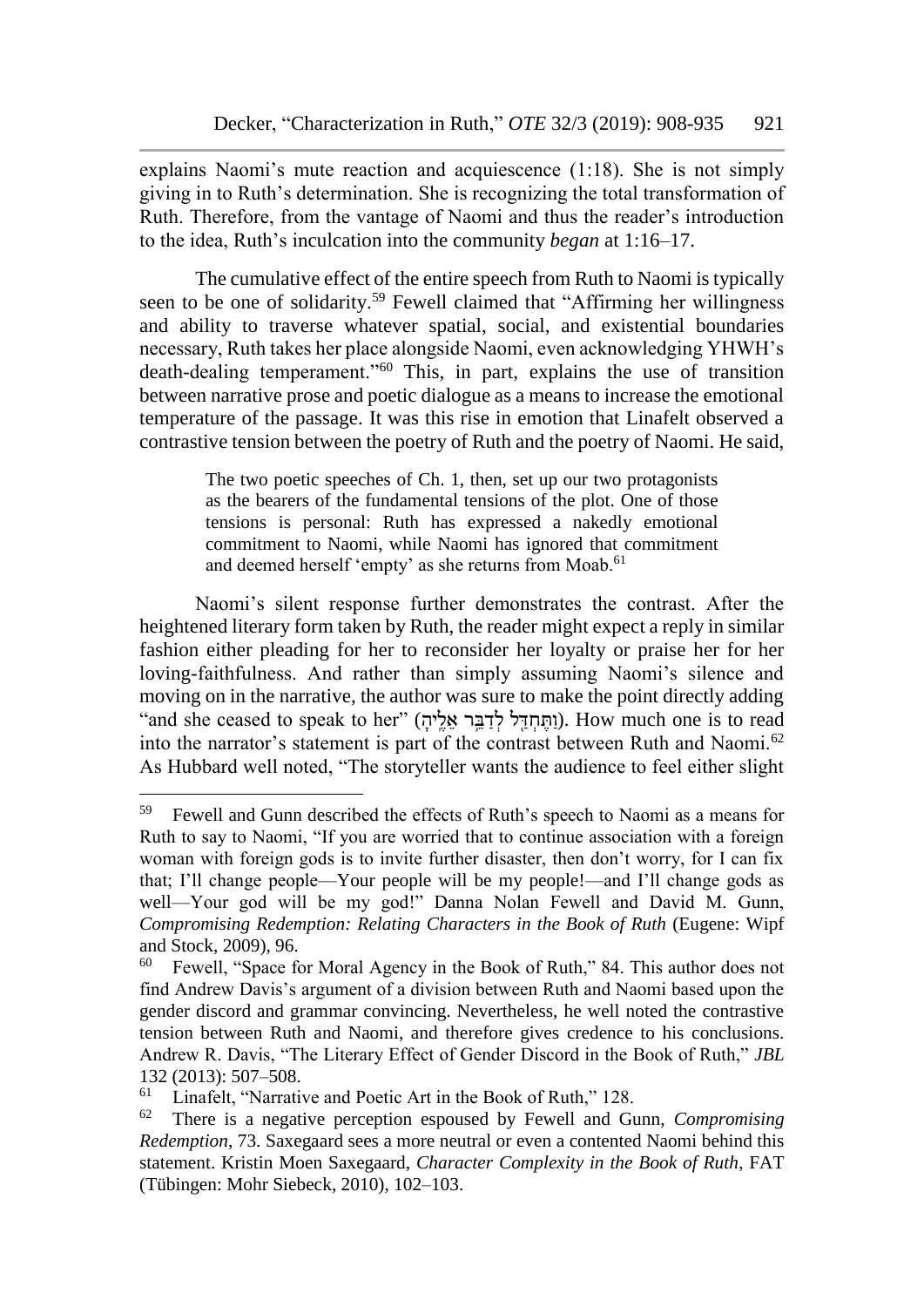explains Naomi's mute reaction and acquiescence (1:18). She is not simply giving in to Ruth's determination. She is recognizing the total transformation of Ruth. Therefore, from the vantage of Naomi and thus the reader's introduction to the idea, Ruth's inculcation into the community *began* at 1:16–17.

The cumulative effect of the entire speech from Ruth to Naomi is typically seen to be one of solidarity.[59] Fewell claimed that "Affirming her willingness and ability to traverse whatever spatial, social, and existential boundaries necessary, Ruth takes her place alongside Naomi, even acknowledging YHWH's death-dealing temperament."[60] This, in part, explains the use of transition between narrative prose and poetic dialogue as a means to increase the emotional temperature of the passage. It was this rise in emotion that Linafelt observed a contrastive tension between the poetry of Ruth and the poetry of Naomi. He said,

> The two poetic speeches of Ch. 1, then, set up our two protagonists as the bearers of the fundamental tensions of the plot. One of those tensions is personal: Ruth has expressed a nakedly emotional commitment to Naomi, while Naomi has ignored that commitment and deemed herself 'empty' as she returns from Moab.[61]

Naomi's silent response further demonstrates the contrast. After the heightened literary form taken by Ruth, the reader might expect a reply in similar fashion either pleading for her to reconsider her loyalty or praise her for her loving-faithfulness. And rather than simply assuming Naomi's silence and moving on in the narrative, the author was sure to make the point directly adding "and she ceased to speak to her" (וַתֶּחְדַּל לְדַבֵּר אֵלֶיהָ). How much one is to read into the narrator's statement is part of the contrast between Ruth and Naomi.[62] As Hubbard well noted, "The storyteller wants the audience to feel either slight

---

[59] Fewell and Gunn described the effects of Ruth's speech to Naomi as a means for Ruth to say to Naomi, "If you are worried that to continue association with a foreign woman with foreign gods is to invite further disaster, then don't worry, for I can fix that; I'll change people—Your people will be my people!—and I'll change gods as well—Your god will be my god!" Danna Nolan Fewell and David M. Gunn, *Compromising Redemption: Relating Characters in the Book of Ruth* (Eugene: Wipf and Stock, 2009), 96.

[60] Fewell, "Space for Moral Agency in the Book of Ruth," 84. This author does not find Andrew Davis's argument of a division between Ruth and Naomi based upon the gender discord and grammar convincing. Nevertheless, he well noted the contrastive tension between Ruth and Naomi, and therefore gives credence to his conclusions. Andrew R. Davis, "The Literary Effect of Gender Discord in the Book of Ruth," *JBL* 132 (2013): 507–508.

[61] Linafelt, "Narrative and Poetic Art in the Book of Ruth," 128.

[62] There is a negative perception espoused by Fewell and Gunn, *Compromising Redemption*, 73. Saxegaard sees a more neutral or even a contented Naomi behind this statement. Kristin Moen Saxegaard, *Character Complexity in the Book of Ruth*, FAT (Tübingen: Mohr Siebeck, 2010), 102–103.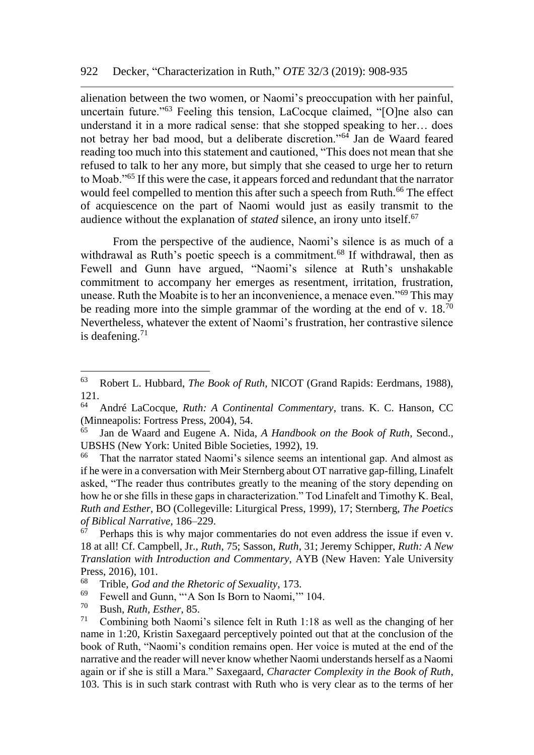alienation between the two women, or Naomi's preoccupation with her painful, uncertain future."[63] Feeling this tension, LaCocque claimed, "[O]ne also can understand it in a more radical sense: that she stopped speaking to her… does not betray her bad mood, but a deliberate discretion."[64] Jan de Waard feared reading too much into this statement and cautioned, "This does not mean that she refused to talk to her any more, but simply that she ceased to urge her to return to Moab."[65] If this were the case, it appears forced and redundant that the narrator would feel compelled to mention this after such a speech from Ruth.[66] The effect of acquiescence on the part of Naomi would just as easily transmit to the audience without the explanation of *stated* silence, an irony unto itself.[67]

From the perspective of the audience, Naomi's silence is as much of a withdrawal as Ruth's poetic speech is a commitment.[68] If withdrawal, then as Fewell and Gunn have argued, "Naomi's silence at Ruth's unshakable commitment to accompany her emerges as resentment, irritation, frustration, unease. Ruth the Moabite is to her an inconvenience, a menace even."[69] This may be reading more into the simple grammar of the wording at the end of v. 18.[70] Nevertheless, whatever the extent of Naomi's frustration, her contrastive silence is deafening.[71]

---

[63] Robert L. Hubbard, *The Book of Ruth*, NICOT (Grand Rapids: Eerdmans, 1988), 121.

[64] André LaCocque, *Ruth: A Continental Commentary*, trans. K. C. Hanson, CC (Minneapolis: Fortress Press, 2004), 54.

[65] Jan de Waard and Eugene A. Nida, *A Handbook on the Book of Ruth*, Second., UBSHS (New York: United Bible Societies, 1992), 19.

[66] That the narrator stated Naomi's silence seems an intentional gap. And almost as if he were in a conversation with Meir Sternberg about OT narrative gap-filling, Linafelt asked, "The reader thus contributes greatly to the meaning of the story depending on how he or she fills in these gaps in characterization." Tod Linafelt and Timothy K. Beal, *Ruth and Esther*, BO (Collegeville: Liturgical Press, 1999), 17; Sternberg, *The Poetics of Biblical Narrative*, 186–229.

[67] Perhaps this is why major commentaries do not even address the issue if even v. 18 at all! Cf. Campbell, Jr., *Ruth*, 75; Sasson, *Ruth*, 31; Jeremy Schipper, *Ruth: A New Translation with Introduction and Commentary*, AYB (New Haven: Yale University Press, 2016), 101.

[68] Trible, *God and the Rhetoric of Sexuality*, 173.

[69] Fewell and Gunn, "'A Son Is Born to Naomi,'" 104.

[70] Bush, *Ruth, Esther*, 85.

[71] Combining both Naomi's silence felt in Ruth 1:18 as well as the changing of her name in 1:20, Kristin Saxegaard perceptively pointed out that at the conclusion of the book of Ruth, "Naomi's condition remains open. Her voice is muted at the end of the narrative and the reader will never know whether Naomi understands herself as a Naomi again or if she is still a Mara." Saxegaard, *Character Complexity in the Book of Ruth*, 103. This is in such stark contrast with Ruth who is very clear as to the terms of her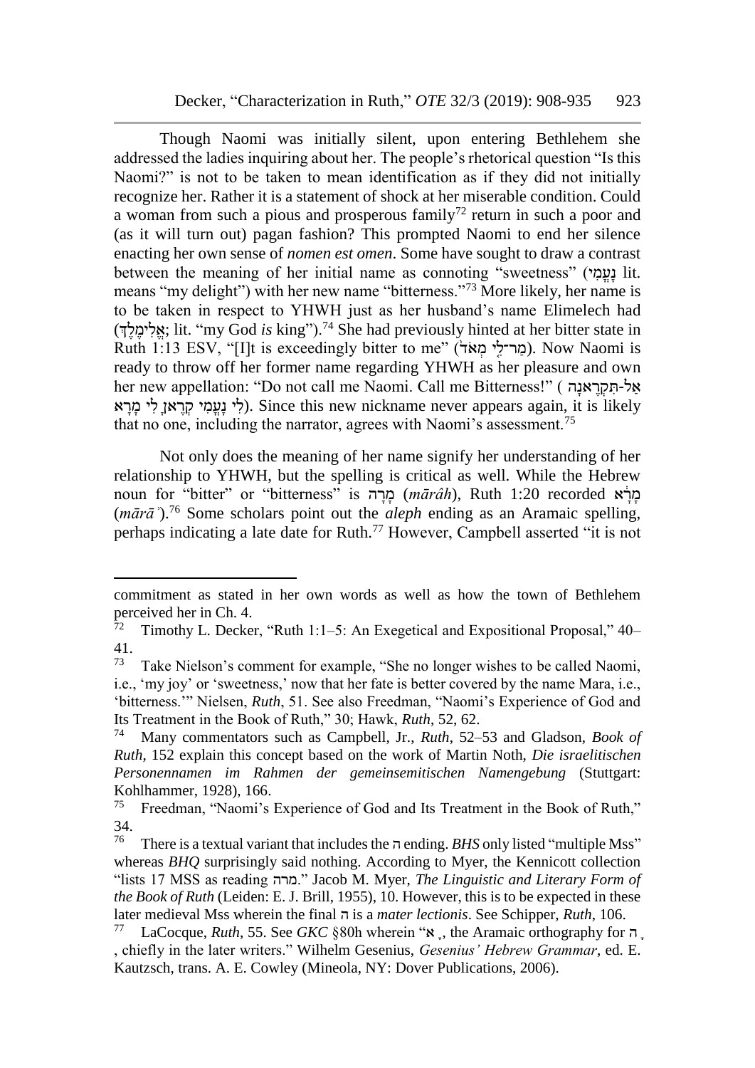Though Naomi was initially silent, upon entering Bethlehem she addressed the ladies inquiring about her. The people's rhetorical question "Is this Naomi?" is not to be taken to mean identification as if they did not initially recognize her. Rather it is a statement of shock at her miserable condition. Could a woman from such a pious and prosperous family[72] return in such a poor and (as it will turn out) pagan fashion? This prompted Naomi to end her silence enacting her own sense of *nomen est omen*. Some have sought to draw a contrast between the meaning of her initial name as connoting "sweetness" (נָעֳמִי lit. means "my delight") with her new name "bitterness."[73] More likely, her name is to be taken in respect to YHWH just as her husband's name Elimelech had (אֱלִימֶלֶךְ; lit. "my God *is* king").[74] She had previously hinted at her bitter state in Ruth 1:13 ESV, "[I]t is exceedingly bitter to me" (מַר־לִי מְאֹד). Now Naomi is ready to throw off her former name regarding YHWH as her pleasure and own her new appellation: "Do not call me Naomi. Call me Bitterness!" (אַל-תִּקְרֶאנָה לִי נָעֳמִי קְרֶאןָ לִי מָרָא). Since this new nickname never appears again, it is likely that no one, including the narrator, agrees with Naomi's assessment.[75]

Not only does the meaning of her name signify her understanding of her relationship to YHWH, but the spelling is critical as well. While the Hebrew noun for "bitter" or "bitterness" is מָרָה (*mārâh*), Ruth 1:20 recorded מָרָא (*mārāʾ*).[76] Some scholars point out the *aleph* ending as an Aramaic spelling, perhaps indicating a late date for Ruth.[77] However, Campbell asserted "it is not

---

commitment as stated in her own words as well as how the town of Bethlehem perceived her in Ch. 4.

[72] Timothy L. Decker, "Ruth 1:1–5: An Exegetical and Expositional Proposal," 40–41.

[73] Take Nielson's comment for example, "She no longer wishes to be called Naomi, i.e., 'my joy' or 'sweetness,' now that her fate is better covered by the name Mara, i.e., 'bitterness.'" Nielsen, *Ruth*, 51. See also Freedman, "Naomi's Experience of God and Its Treatment in the Book of Ruth," 30; Hawk, *Ruth*, 52, 62.

[74] Many commentators such as Campbell, Jr., *Ruth*, 52–53 and Gladson, *Book of Ruth*, 152 explain this concept based on the work of Martin Noth, *Die israelitischen Personennamen im Rahmen der gemeinsemitischen Namengebung* (Stuttgart: Kohlhammer, 1928), 166.

[75] Freedman, "Naomi's Experience of God and Its Treatment in the Book of Ruth," 34.

[76] There is a textual variant that includes the ה ending. *BHS* only listed "multiple Mss" whereas *BHQ* surprisingly said nothing. According to Myer, the Kennicott collection "lists 17 MSS as reading מרה." Jacob M. Myer, *The Linguistic and Literary Form of the Book of Ruth* (Leiden: E. J. Brill, 1955), 10. However, this is to be expected in these later medieval Mss wherein the final ה is a *mater lectionis*. See Schipper, *Ruth*, 106.

[77] LaCocque, *Ruth*, 55. See *GKC* §80h wherein "אָ, the Aramaic orthography for הָ, chiefly in the later writers." Wilhelm Gesenius, *Gesenius' Hebrew Grammar*, ed. E. Kautzsch, trans. A. E. Cowley (Mineola, NY: Dover Publications, 2006).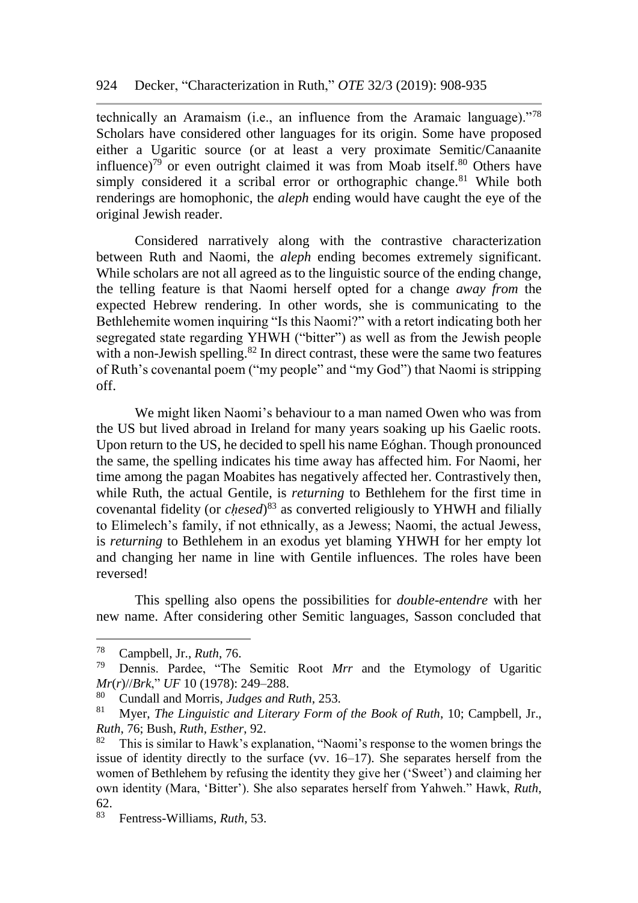technically an Aramaism (i.e., an influence from the Aramaic language)."[78] Scholars have considered other languages for its origin. Some have proposed either a Ugaritic source (or at least a very proximate Semitic/Canaanite influence)[79] or even outright claimed it was from Moab itself.[80] Others have simply considered it a scribal error or orthographic change.[81] While both renderings are homophonic, the *aleph* ending would have caught the eye of the original Jewish reader.

Considered narratively along with the contrastive characterization between Ruth and Naomi, the *aleph* ending becomes extremely significant. While scholars are not all agreed as to the linguistic source of the ending change, the telling feature is that Naomi herself opted for a change *away from* the expected Hebrew rendering. In other words, she is communicating to the Bethlehemite women inquiring "Is this Naomi?" with a retort indicating both her segregated state regarding YHWH ("bitter") as well as from the Jewish people with a non-Jewish spelling.[82] In direct contrast, these were the same two features of Ruth's covenantal poem ("my people" and "my God") that Naomi is stripping off.

We might liken Naomi's behaviour to a man named Owen who was from the US but lived abroad in Ireland for many years soaking up his Gaelic roots. Upon return to the US, he decided to spell his name Eóghan. Though pronounced the same, the spelling indicates his time away has affected him. For Naomi, her time among the pagan Moabites has negatively affected her. Contrastively then, while Ruth, the actual Gentile, is *returning* to Bethlehem for the first time in covenantal fidelity (or *ḥesed*)[83] as converted religiously to YHWH and filially to Elimelech's family, if not ethnically, as a Jewess; Naomi, the actual Jewess, is *returning* to Bethlehem in an exodus yet blaming YHWH for her empty lot and changing her name in line with Gentile influences. The roles have been reversed!

This spelling also opens the possibilities for *double-entendre* with her new name. After considering other Semitic languages, Sasson concluded that

---

[78] Campbell, Jr., *Ruth*, 76.

[79] Dennis. Pardee, "The Semitic Root *Mrr* and the Etymology of Ugaritic *Mr*(*r*)//*Brk*," *UF* 10 (1978): 249–288.

[80] Cundall and Morris, *Judges and Ruth*, 253.

[81] Myer, *The Linguistic and Literary Form of the Book of Ruth*, 10; Campbell, Jr., *Ruth*, 76; Bush, *Ruth, Esther*, 92.

[82] This is similar to Hawk's explanation, "Naomi's response to the women brings the issue of identity directly to the surface (vv. 16–17). She separates herself from the women of Bethlehem by refusing the identity they give her ('Sweet') and claiming her own identity (Mara, 'Bitter'). She also separates herself from Yahweh." Hawk, *Ruth*, 62.

[83] Fentress-Williams, *Ruth*, 53.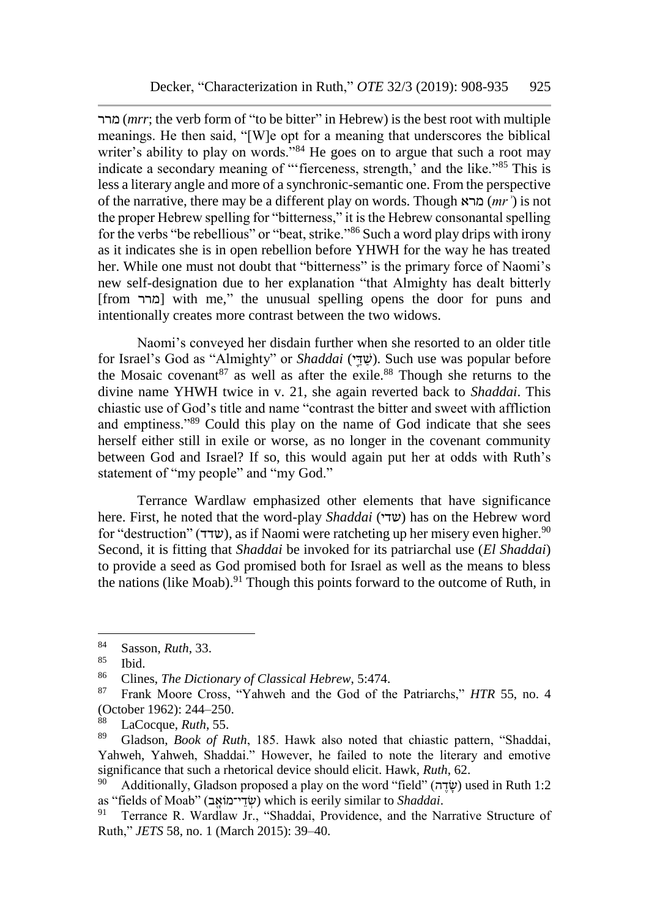מרר (*mrr*; the verb form of "to be bitter" in Hebrew) is the best root with multiple meanings. He then said, "[W]e opt for a meaning that underscores the biblical writer's ability to play on words."[84] He goes on to argue that such a root may indicate a secondary meaning of "'fierceness, strength,' and the like."[85] This is less a literary angle and more of a synchronic-semantic one. From the perspective of the narrative, there may be a different play on words. Though מרא (*mrʾ*) is not the proper Hebrew spelling for "bitterness," it is the Hebrew consonantal spelling for the verbs "be rebellious" or "beat, strike."[86] Such a word play drips with irony as it indicates she is in open rebellion before YHWH for the way he has treated her. While one must not doubt that "bitterness" is the primary force of Naomi's new self-designation due to her explanation "that Almighty has dealt bitterly [from מרר] with me," the unusual spelling opens the door for puns and intentionally creates more contrast between the two widows.

Naomi's conveyed her disdain further when she resorted to an older title for Israel's God as "Almighty" or *Shaddai* (שַׁדַּי). Such use was popular before the Mosaic covenant[87] as well as after the exile.[88] Though she returns to the divine name YHWH twice in v. 21, she again reverted back to *Shaddai*. This chiastic use of God's title and name "contrast the bitter and sweet with affliction and emptiness."[89] Could this play on the name of God indicate that she sees herself either still in exile or worse, as no longer in the covenant community between God and Israel? If so, this would again put her at odds with Ruth's statement of "my people" and "my God."

Terrance Wardlaw emphasized other elements that have significance here. First, he noted that the word-play *Shaddai* (שדי) has on the Hebrew word for "destruction" (שדד), as if Naomi were ratcheting up her misery even higher.[90] Second, it is fitting that *Shaddai* be invoked for its patriarchal use (*El Shaddai*) to provide a seed as God promised both for Israel as well as the means to bless the nations (like Moab).[91] Though this points forward to the outcome of Ruth, in

---

[84] Sasson, *Ruth*, 33.

[85] Ibid.

[86] Clines, *The Dictionary of Classical Hebrew*, 5:474.

[87] Frank Moore Cross, "Yahweh and the God of the Patriarchs," *HTR* 55, no. 4 (October 1962): 244–250.

[88] LaCocque, *Ruth*, 55.

[89] Gladson, *Book of Ruth*, 185. Hawk also noted that chiastic pattern, "Shaddai, Yahweh, Yahweh, Shaddai." However, he failed to note the literary and emotive significance that such a rhetorical device should elicit. Hawk, *Ruth*, 62.

[90] Additionally, Gladson proposed a play on the word "field" (שָׂדֶה) used in Ruth 1:2 as "fields of Moab" (שְׂדֵי־מוֹאָב) which is eerily similar to *Shaddai*.

[91] Terrance R. Wardlaw Jr., "Shaddai, Providence, and the Narrative Structure of Ruth," *JETS* 58, no. 1 (March 2015): 39–40.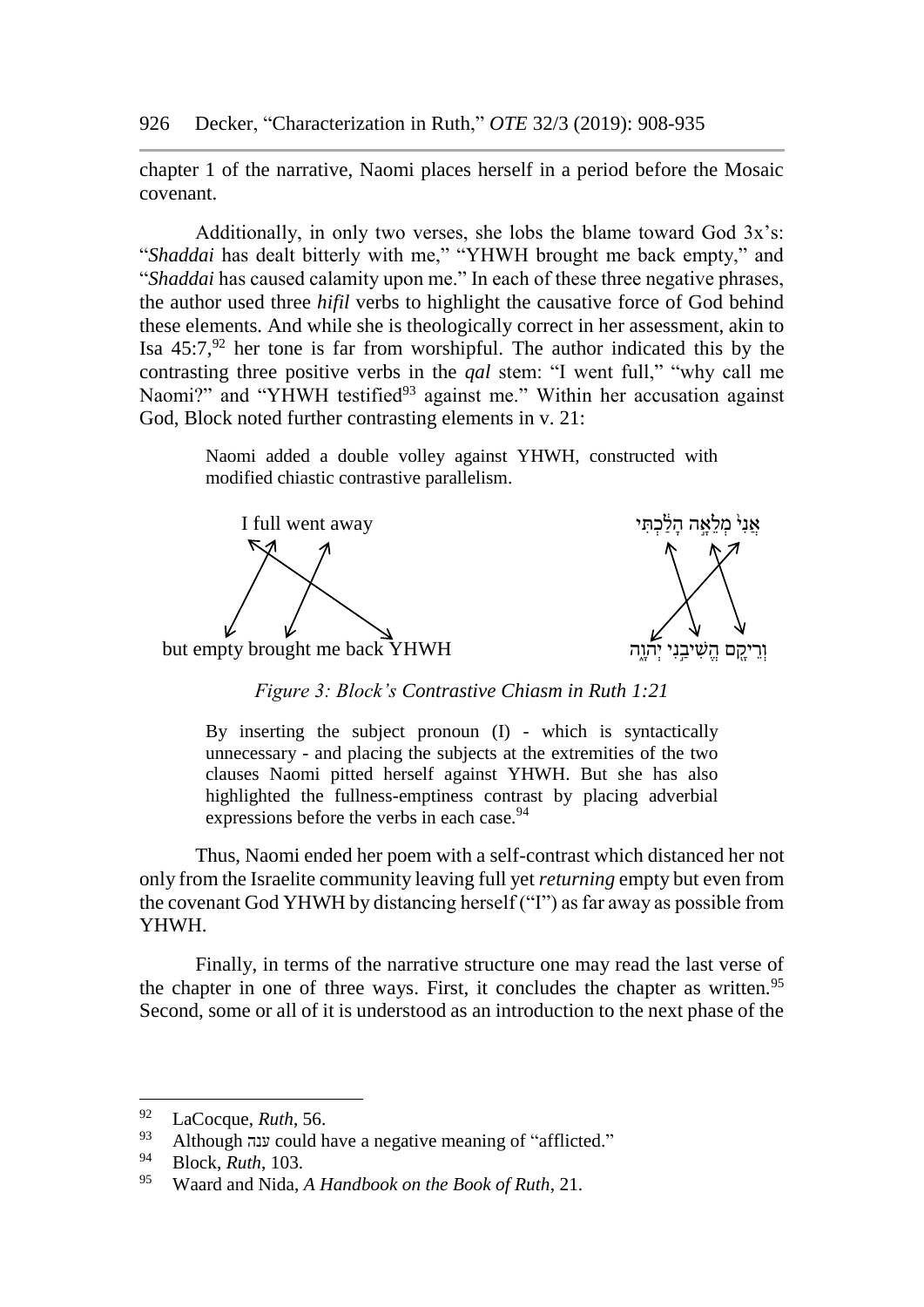chapter 1 of the narrative, Naomi places herself in a period before the Mosaic covenant.

Additionally, in only two verses, she lobs the blame toward God 3x's: "*Shaddai* has dealt bitterly with me," "YHWH brought me back empty," and "*Shaddai* has caused calamity upon me." In each of these three negative phrases, the author used three *hifil* verbs to highlight the causative force of God behind these elements. And while she is theologically correct in her assessment, akin to Isa 45:7,[92] her tone is far from worshipful. The author indicated this by the contrasting three positive verbs in the *qal* stem: "I went full," "why call me Naomi?" and "YHWH testified[93] against me." Within her accusation against God, Block noted further contrasting elements in v. 21:

> Naomi added a double volley against YHWH, constructed with modified chiastic contrastive parallelism.

I full went away — אֲנִי֙ מְלֵאָ֣ה הָלַ֔כְתִּי

but empty brought me back YHWH — וְרֵיקָ֖ם הֱשִׁיבַ֣נִי יְהוָ֑ה

*Figure 3: Block's Contrastive Chiasm in Ruth 1:21*

> By inserting the subject pronoun (I) - which is syntactically unnecessary - and placing the subjects at the extremities of the two clauses Naomi pitted herself against YHWH. But she has also highlighted the fullness-emptiness contrast by placing adverbial expressions before the verbs in each case.[94]

Thus, Naomi ended her poem with a self-contrast which distanced her not only from the Israelite community leaving full yet *returning* empty but even from the covenant God YHWH by distancing herself ("I") as far away as possible from YHWH.

Finally, in terms of the narrative structure one may read the last verse of the chapter in one of three ways. First, it concludes the chapter as written.[95] Second, some or all of it is understood as an introduction to the next phase of the

---

[92] LaCocque, *Ruth*, 56.

[93] Although ענה could have a negative meaning of "afflicted."

[94] Block, *Ruth*, 103.

[95] Waard and Nida, *A Handbook on the Book of Ruth*, 21.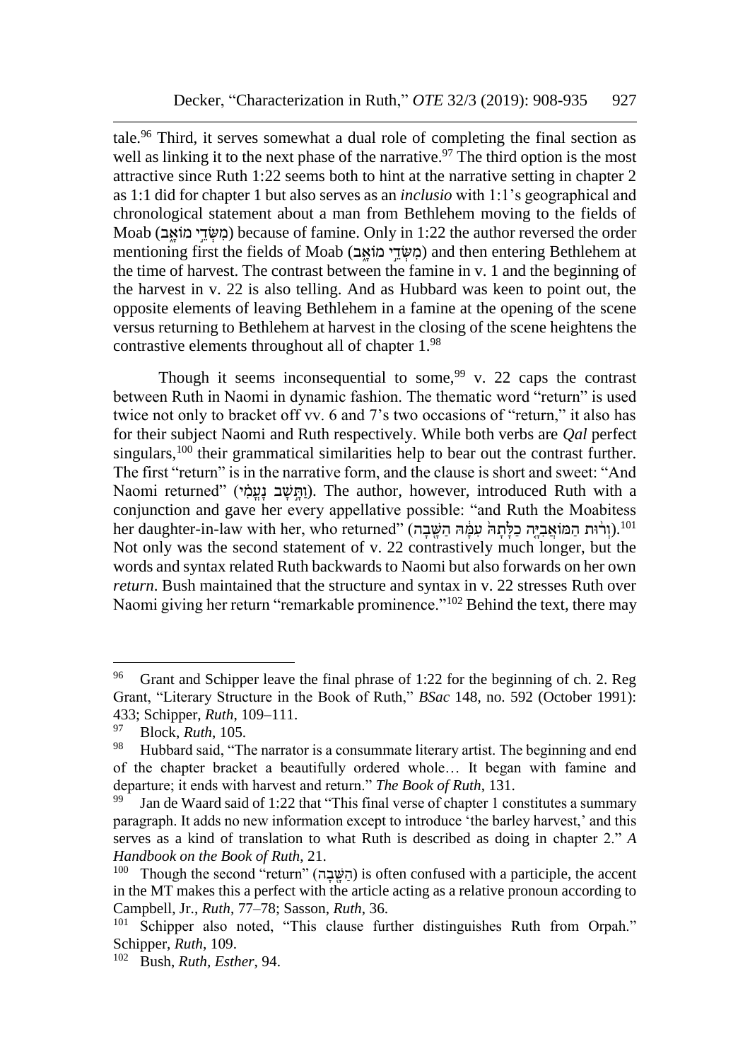tale.[96] Third, it serves somewhat a dual role of completing the final section as well as linking it to the next phase of the narrative.[97] The third option is the most attractive since Ruth 1:22 seems both to hint at the narrative setting in chapter 2 as 1:1 did for chapter 1 but also serves as an *inclusio* with 1:1's geographical and chronological statement about a man from Bethlehem moving to the fields of Moab (מִשְּׂדֵי מוֹאָב) because of famine. Only in 1:22 the author reversed the order mentioning first the fields of Moab (מִשְּׂדֵי מוֹאָב) and then entering Bethlehem at the time of harvest. The contrast between the famine in v. 1 and the beginning of the harvest in v. 22 is also telling. And as Hubbard was keen to point out, the opposite elements of leaving Bethlehem in a famine at the opening of the scene versus returning to Bethlehem at harvest in the closing of the scene heightens the contrastive elements throughout all of chapter 1.[98]

Though it seems inconsequential to some,[99] v. 22 caps the contrast between Ruth in Naomi in dynamic fashion. The thematic word "return" is used twice not only to bracket off vv. 6 and 7's two occasions of "return," it also has for their subject Naomi and Ruth respectively. While both verbs are *Qal* perfect singulars,[100] their grammatical similarities help to bear out the contrast further. The first "return" is in the narrative form, and the clause is short and sweet: "And Naomi returned" (וַתָּשָׁב נָעֳמִי). The author, however, introduced Ruth with a conjunction and gave her every appellative possible: "and Ruth the Moabitess her daughter-in-law with her, who returned" (וְרוּת הַמּוֹאֲבִיָּה כַלָּתָהּ עִמָּהּ הַשָּׁבָה).[101] Not only was the second statement of v. 22 contrastively much longer, but the words and syntax related Ruth backwards to Naomi but also forwards on her own *return*. Bush maintained that the structure and syntax in v. 22 stresses Ruth over Naomi giving her return "remarkable prominence."[102] Behind the text, there may

---

[96] Grant and Schipper leave the final phrase of 1:22 for the beginning of ch. 2. Reg Grant, "Literary Structure in the Book of Ruth," *BSac* 148, no. 592 (October 1991): 433; Schipper, *Ruth*, 109–111.

[97] Block, *Ruth*, 105.

[98] Hubbard said, "The narrator is a consummate literary artist. The beginning and end of the chapter bracket a beautifully ordered whole… It began with famine and departure; it ends with harvest and return." *The Book of Ruth*, 131.

[99] Jan de Waard said of 1:22 that "This final verse of chapter 1 constitutes a summary paragraph. It adds no new information except to introduce 'the barley harvest,' and this serves as a kind of translation to what Ruth is described as doing in chapter 2." *A Handbook on the Book of Ruth*, 21.

[100] Though the second "return" (הַשָּׁבָה) is often confused with a participle, the accent in the MT makes this a perfect with the article acting as a relative pronoun according to Campbell, Jr., *Ruth*, 77–78; Sasson, *Ruth*, 36.

[101] Schipper also noted, "This clause further distinguishes Ruth from Orpah." Schipper, *Ruth*, 109.

[102] Bush, *Ruth, Esther*, 94.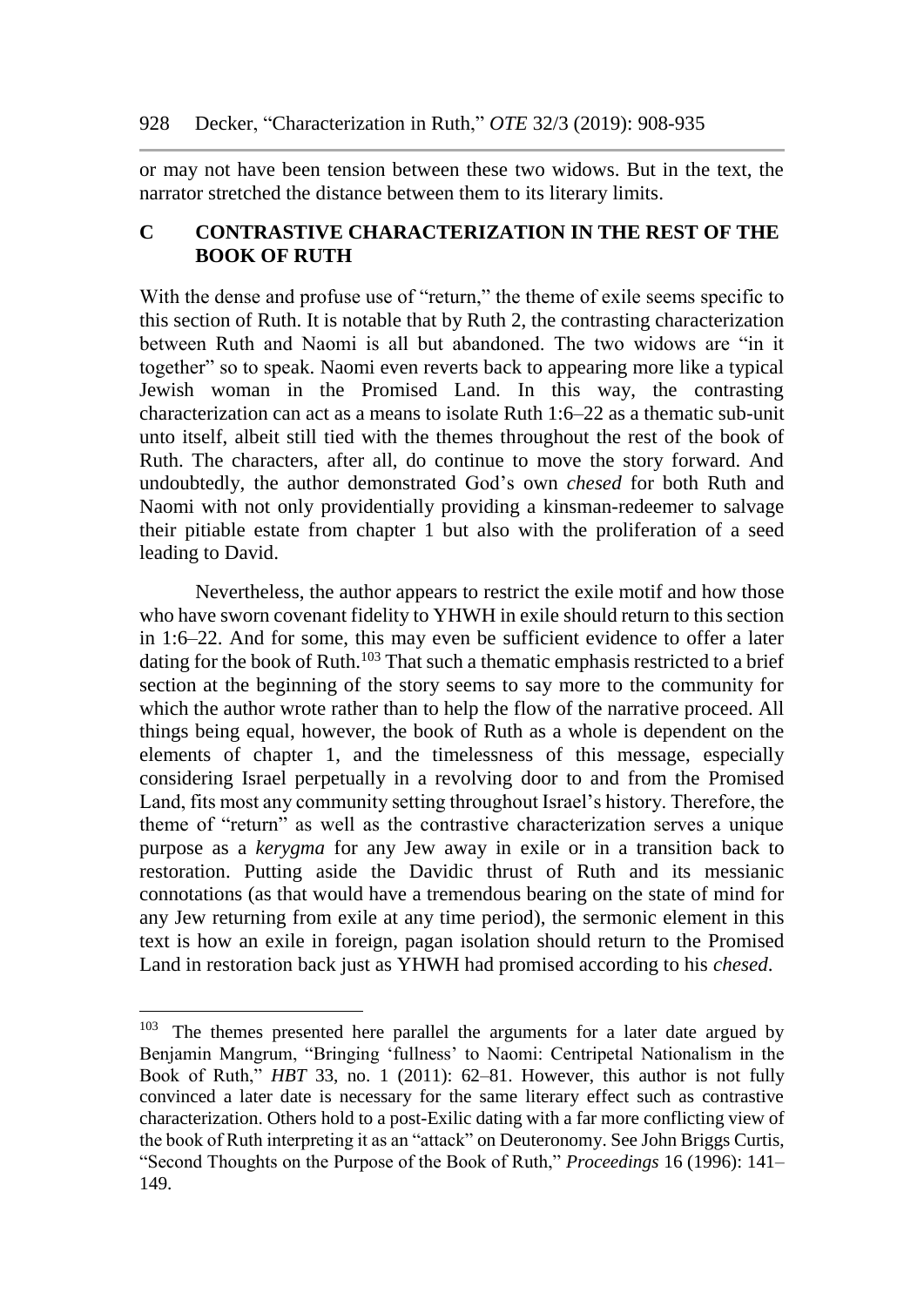or may not have been tension between these two widows. But in the text, the narrator stretched the distance between them to its literary limits.

## C CONTRASTIVE CHARACTERIZATION IN THE REST OF THE BOOK OF RUTH

With the dense and profuse use of "return," the theme of exile seems specific to this section of Ruth. It is notable that by Ruth 2, the contrasting characterization between Ruth and Naomi is all but abandoned. The two widows are "in it together" so to speak. Naomi even reverts back to appearing more like a typical Jewish woman in the Promised Land. In this way, the contrasting characterization can act as a means to isolate Ruth 1:6–22 as a thematic sub-unit unto itself, albeit still tied with the themes throughout the rest of the book of Ruth. The characters, after all, do continue to move the story forward. And undoubtedly, the author demonstrated God's own *chesed* for both Ruth and Naomi with not only providentially providing a kinsman-redeemer to salvage their pitiable estate from chapter 1 but also with the proliferation of a seed leading to David.

Nevertheless, the author appears to restrict the exile motif and how those who have sworn covenant fidelity to YHWH in exile should return to this section in 1:6–22. And for some, this may even be sufficient evidence to offer a later dating for the book of Ruth.[103] That such a thematic emphasis restricted to a brief section at the beginning of the story seems to say more to the community for which the author wrote rather than to help the flow of the narrative proceed. All things being equal, however, the book of Ruth as a whole is dependent on the elements of chapter 1, and the timelessness of this message, especially considering Israel perpetually in a revolving door to and from the Promised Land, fits most any community setting throughout Israel's history. Therefore, the theme of "return" as well as the contrastive characterization serves a unique purpose as a *kerygma* for any Jew away in exile or in a transition back to restoration. Putting aside the Davidic thrust of Ruth and its messianic connotations (as that would have a tremendous bearing on the state of mind for any Jew returning from exile at any time period), the sermonic element in this text is how an exile in foreign, pagan isolation should return to the Promised Land in restoration back just as YHWH had promised according to his *chesed*.

---

[103] The themes presented here parallel the arguments for a later date argued by Benjamin Mangrum, "Bringing 'fullness' to Naomi: Centripetal Nationalism in the Book of Ruth," *HBT* 33, no. 1 (2011): 62–81. However, this author is not fully convinced a later date is necessary for the same literary effect such as contrastive characterization. Others hold to a post-Exilic dating with a far more conflicting view of the book of Ruth interpreting it as an "attack" on Deuteronomy. See John Briggs Curtis, "Second Thoughts on the Purpose of the Book of Ruth," *Proceedings* 16 (1996): 141–149.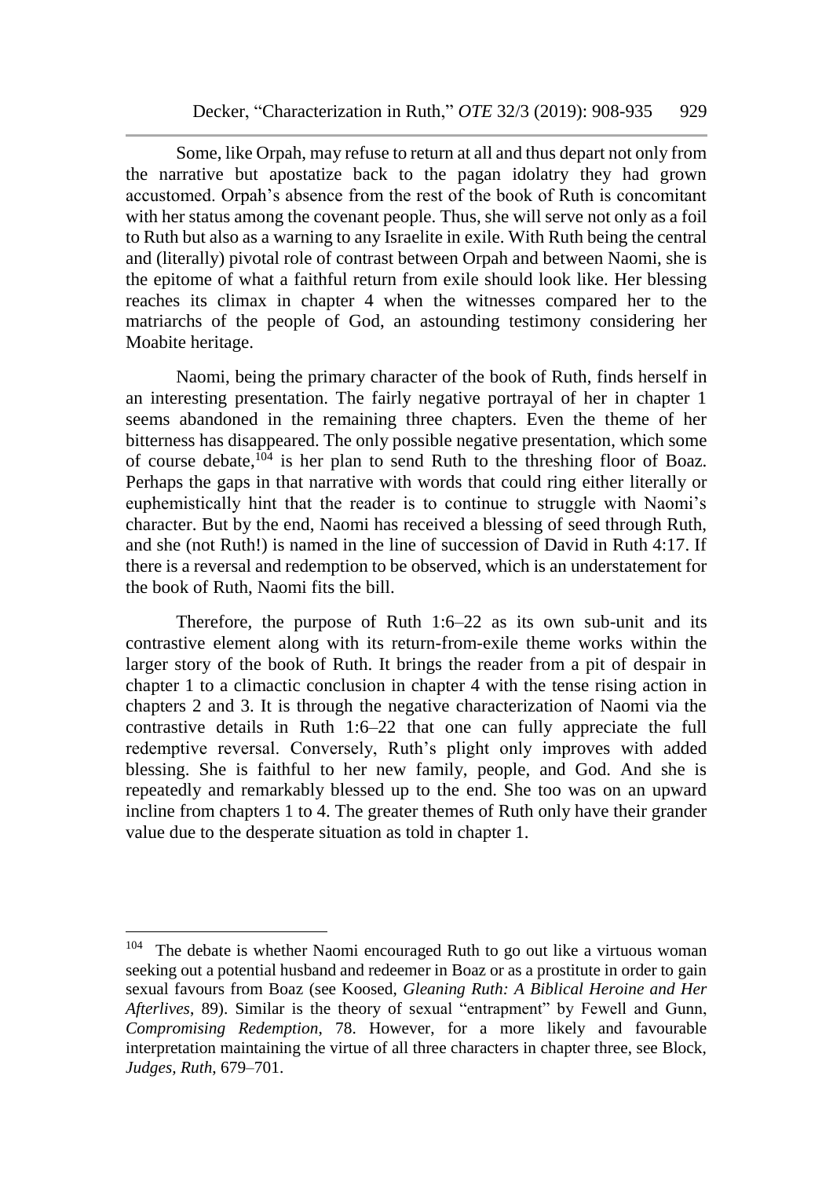Some, like Orpah, may refuse to return at all and thus depart not only from the narrative but apostatize back to the pagan idolatry they had grown accustomed. Orpah's absence from the rest of the book of Ruth is concomitant with her status among the covenant people. Thus, she will serve not only as a foil to Ruth but also as a warning to any Israelite in exile. With Ruth being the central and (literally) pivotal role of contrast between Orpah and between Naomi, she is the epitome of what a faithful return from exile should look like. Her blessing reaches its climax in chapter 4 when the witnesses compared her to the matriarchs of the people of God, an astounding testimony considering her Moabite heritage.

Naomi, being the primary character of the book of Ruth, finds herself in an interesting presentation. The fairly negative portrayal of her in chapter 1 seems abandoned in the remaining three chapters. Even the theme of her bitterness has disappeared. The only possible negative presentation, which some of course debate,[104] is her plan to send Ruth to the threshing floor of Boaz. Perhaps the gaps in that narrative with words that could ring either literally or euphemistically hint that the reader is to continue to struggle with Naomi's character. But by the end, Naomi has received a blessing of seed through Ruth, and she (not Ruth!) is named in the line of succession of David in Ruth 4:17. If there is a reversal and redemption to be observed, which is an understatement for the book of Ruth, Naomi fits the bill.

Therefore, the purpose of Ruth 1:6–22 as its own sub-unit and its contrastive element along with its return-from-exile theme works within the larger story of the book of Ruth. It brings the reader from a pit of despair in chapter 1 to a climactic conclusion in chapter 4 with the tense rising action in chapters 2 and 3. It is through the negative characterization of Naomi via the contrastive details in Ruth 1:6–22 that one can fully appreciate the full redemptive reversal. Conversely, Ruth's plight only improves with added blessing. She is faithful to her new family, people, and God. And she is repeatedly and remarkably blessed up to the end. She too was on an upward incline from chapters 1 to 4. The greater themes of Ruth only have their grander value due to the desperate situation as told in chapter 1.

---

[104] The debate is whether Naomi encouraged Ruth to go out like a virtuous woman seeking out a potential husband and redeemer in Boaz or as a prostitute in order to gain sexual favours from Boaz (see Koosed, *Gleaning Ruth: A Biblical Heroine and Her Afterlives*, 89). Similar is the theory of sexual "entrapment" by Fewell and Gunn, *Compromising Redemption*, 78. However, for a more likely and favourable interpretation maintaining the virtue of all three characters in chapter three, see Block, *Judges, Ruth*, 679–701.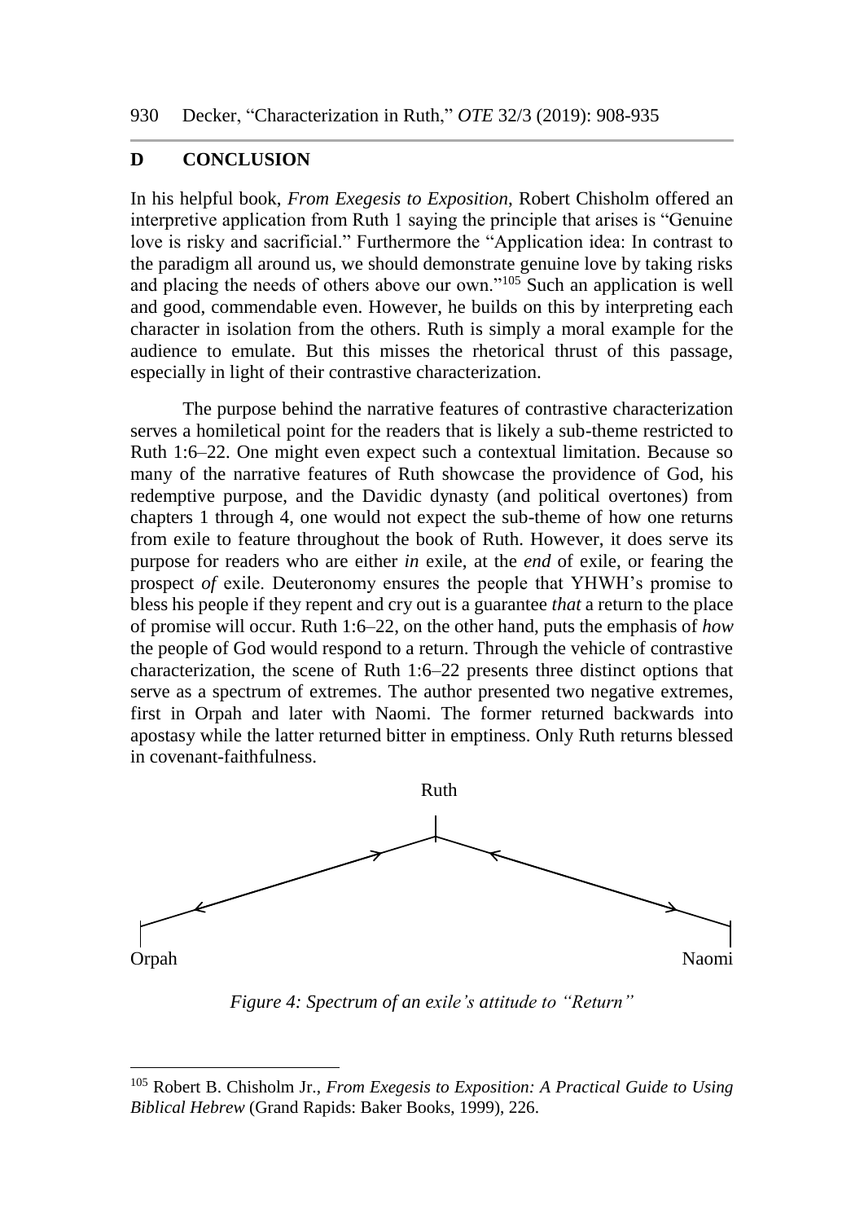## D CONCLUSION

In his helpful book, *From Exegesis to Exposition*, Robert Chisholm offered an interpretive application from Ruth 1 saying the principle that arises is "Genuine love is risky and sacrificial." Furthermore the "Application idea: In contrast to the paradigm all around us, we should demonstrate genuine love by taking risks and placing the needs of others above our own."[105] Such an application is well and good, commendable even. However, he builds on this by interpreting each character in isolation from the others. Ruth is simply a moral example for the audience to emulate. But this misses the rhetorical thrust of this passage, especially in light of their contrastive characterization.

The purpose behind the narrative features of contrastive characterization serves a homiletical point for the readers that is likely a sub-theme restricted to Ruth 1:6–22. One might even expect such a contextual limitation. Because so many of the narrative features of Ruth showcase the providence of God, his redemptive purpose, and the Davidic dynasty (and political overtones) from chapters 1 through 4, one would not expect the sub-theme of how one returns from exile to feature throughout the book of Ruth. However, it does serve its purpose for readers who are either *in* exile, at the *end* of exile, or fearing the prospect *of* exile. Deuteronomy ensures the people that YHWH's promise to bless his people if they repent and cry out is a guarantee *that* a return to the place of promise will occur. Ruth 1:6–22, on the other hand, puts the emphasis of *how* the people of God would respond to a return. Through the vehicle of contrastive characterization, the scene of Ruth 1:6–22 presents three distinct options that serve as a spectrum of extremes. The author presented two negative extremes, first in Orpah and later with Naomi. The former returned backwards into apostasy while the latter returned bitter in emptiness. Only Ruth returns blessed in covenant-faithfulness.

Ruth

Orpah Naomi

*Figure 4: Spectrum of an exile's attitude to "Return"*

---

[105] Robert B. Chisholm Jr., *From Exegesis to Exposition: A Practical Guide to Using Biblical Hebrew* (Grand Rapids: Baker Books, 1999), 226.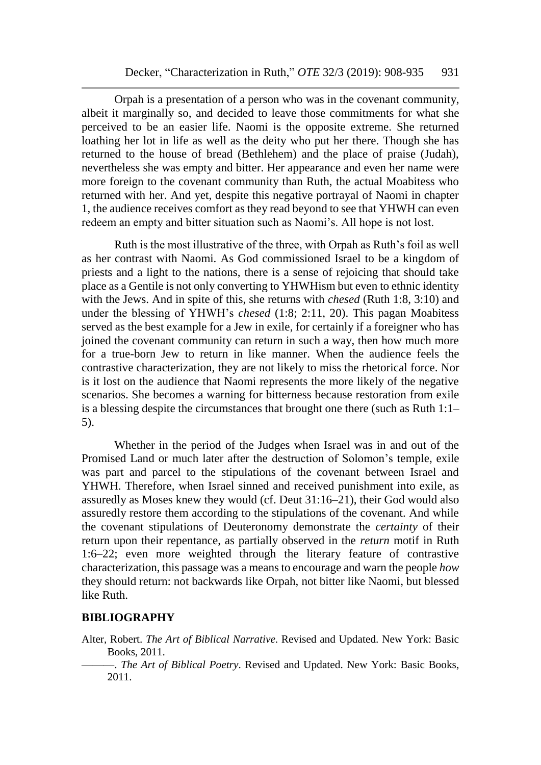Orpah is a presentation of a person who was in the covenant community, albeit it marginally so, and decided to leave those commitments for what she perceived to be an easier life. Naomi is the opposite extreme. She returned loathing her lot in life as well as the deity who put her there. Though she has returned to the house of bread (Bethlehem) and the place of praise (Judah), nevertheless she was empty and bitter. Her appearance and even her name were more foreign to the covenant community than Ruth, the actual Moabitess who returned with her. And yet, despite this negative portrayal of Naomi in chapter 1, the audience receives comfort as they read beyond to see that YHWH can even redeem an empty and bitter situation such as Naomi's. All hope is not lost.

Ruth is the most illustrative of the three, with Orpah as Ruth's foil as well as her contrast with Naomi. As God commissioned Israel to be a kingdom of priests and a light to the nations, there is a sense of rejoicing that should take place as a Gentile is not only converting to YHWHism but even to ethnic identity with the Jews. And in spite of this, she returns with *chesed* (Ruth 1:8, 3:10) and under the blessing of YHWH's *chesed* (1:8; 2:11, 20). This pagan Moabitess served as the best example for a Jew in exile, for certainly if a foreigner who has joined the covenant community can return in such a way, then how much more for a true-born Jew to return in like manner. When the audience feels the contrastive characterization, they are not likely to miss the rhetorical force. Nor is it lost on the audience that Naomi represents the more likely of the negative scenarios. She becomes a warning for bitterness because restoration from exile is a blessing despite the circumstances that brought one there (such as Ruth 1:1–5).

Whether in the period of the Judges when Israel was in and out of the Promised Land or much later after the destruction of Solomon's temple, exile was part and parcel to the stipulations of the covenant between Israel and YHWH. Therefore, when Israel sinned and received punishment into exile, as assuredly as Moses knew they would (cf. Deut 31:16–21), their God would also assuredly restore them according to the stipulations of the covenant. And while the covenant stipulations of Deuteronomy demonstrate the *certainty* of their return upon their repentance, as partially observed in the *return* motif in Ruth 1:6–22; even more weighted through the literary feature of contrastive characterization, this passage was a means to encourage and warn the people *how* they should return: not backwards like Orpah, not bitter like Naomi, but blessed like Ruth.

## BIBLIOGRAPHY

Alter, Robert. *The Art of Biblical Narrative*. Revised and Updated. New York: Basic Books, 2011.

———. *The Art of Biblical Poetry*. Revised and Updated. New York: Basic Books, 2011.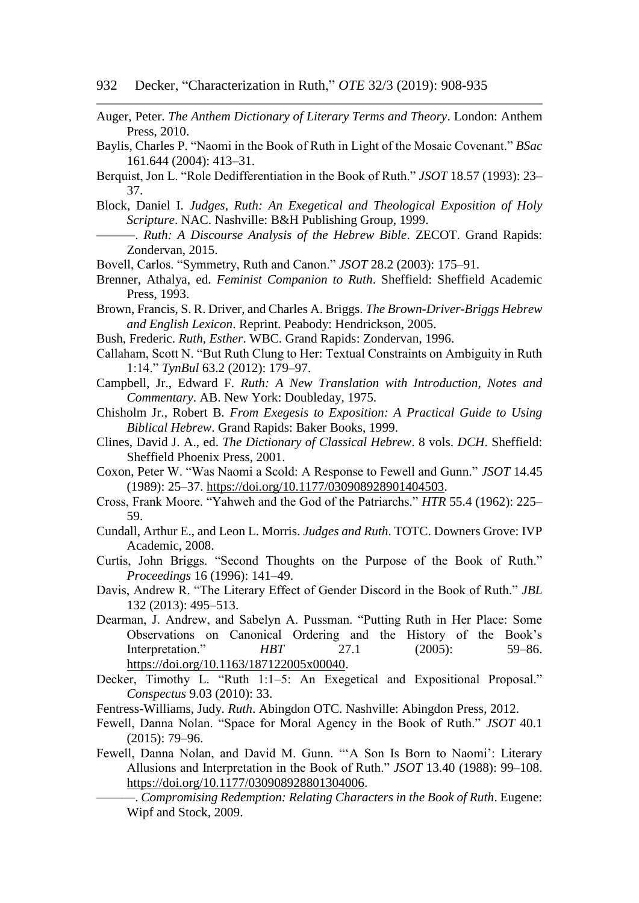Auger, Peter. *The Anthem Dictionary of Literary Terms and Theory*. London: Anthem Press, 2010.

Baylis, Charles P. "Naomi in the Book of Ruth in Light of the Mosaic Covenant." *BSac* 161.644 (2004): 413–31.

Berquist, Jon L. "Role Dedifferentiation in the Book of Ruth." *JSOT* 18.57 (1993): 23–37.

Block, Daniel I. *Judges, Ruth: An Exegetical and Theological Exposition of Holy Scripture*. NAC. Nashville: B&H Publishing Group, 1999.

———. *Ruth: A Discourse Analysis of the Hebrew Bible*. ZECOT. Grand Rapids: Zondervan, 2015.

Bovell, Carlos. "Symmetry, Ruth and Canon." *JSOT* 28.2 (2003): 175–91.

Brenner, Athalya, ed. *Feminist Companion to Ruth*. Sheffield: Sheffield Academic Press, 1993.

Brown, Francis, S. R. Driver, and Charles A. Briggs. *The Brown-Driver-Briggs Hebrew and English Lexicon*. Reprint. Peabody: Hendrickson, 2005.

Bush, Frederic. *Ruth, Esther*. WBC. Grand Rapids: Zondervan, 1996.

Callaham, Scott N. "But Ruth Clung to Her: Textual Constraints on Ambiguity in Ruth 1:14." *TynBul* 63.2 (2012): 179–97.

Campbell, Jr., Edward F. *Ruth: A New Translation with Introduction, Notes and Commentary*. AB. New York: Doubleday, 1975.

Chisholm Jr., Robert B. *From Exegesis to Exposition: A Practical Guide to Using Biblical Hebrew*. Grand Rapids: Baker Books, 1999.

Clines, David J. A., ed. *The Dictionary of Classical Hebrew*. 8 vols. *DCH*. Sheffield: Sheffield Phoenix Press, 2001.

Coxon, Peter W. "Was Naomi a Scold: A Response to Fewell and Gunn." *JSOT* 14.45 (1989): 25–37. https://doi.org/10.1177/030908928901404503.

Cross, Frank Moore. "Yahweh and the God of the Patriarchs." *HTR* 55.4 (1962): 225–59.

Cundall, Arthur E., and Leon L. Morris. *Judges and Ruth*. TOTC. Downers Grove: IVP Academic, 2008.

Curtis, John Briggs. "Second Thoughts on the Purpose of the Book of Ruth." *Proceedings* 16 (1996): 141–49.

Davis, Andrew R. "The Literary Effect of Gender Discord in the Book of Ruth." *JBL* 132 (2013): 495–513.

Dearman, J. Andrew, and Sabelyn A. Pussman. "Putting Ruth in Her Place: Some Observations on Canonical Ordering and the History of the Book's Interpretation." *HBT* 27.1 (2005): 59–86. https://doi.org/10.1163/187122005x00040.

Decker, Timothy L. "Ruth 1:1–5: An Exegetical and Expositional Proposal." *Conspectus* 9.03 (2010): 33.

Fentress-Williams, Judy. *Ruth*. Abingdon OTC. Nashville: Abingdon Press, 2012.

Fewell, Danna Nolan. "Space for Moral Agency in the Book of Ruth." *JSOT* 40.1 (2015): 79–96.

Fewell, Danna Nolan, and David M. Gunn. "'A Son Is Born to Naomi': Literary Allusions and Interpretation in the Book of Ruth." *JSOT* 13.40 (1988): 99–108. https://doi.org/10.1177/030908928801304006.

———. *Compromising Redemption: Relating Characters in the Book of Ruth*. Eugene: Wipf and Stock, 2009.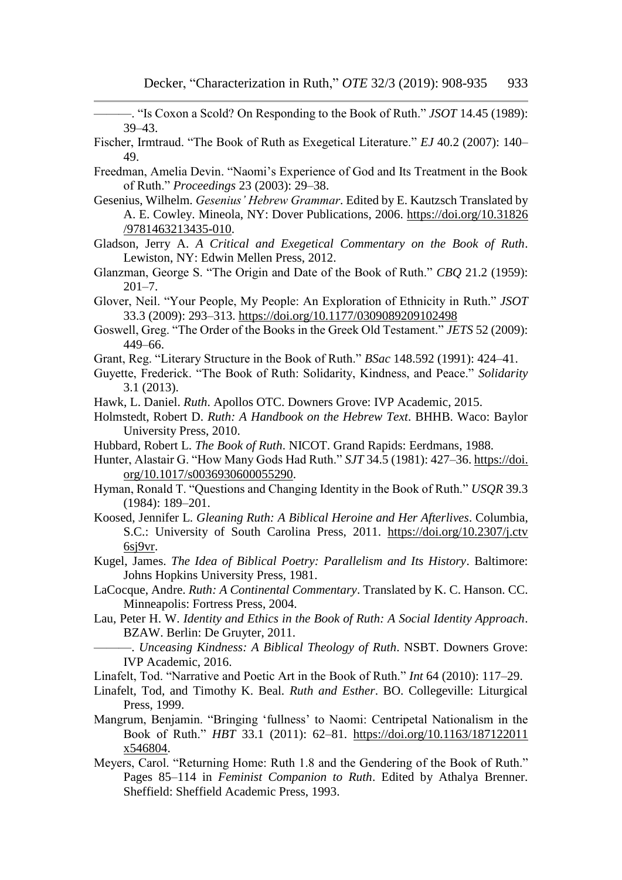———. "Is Coxon a Scold? On Responding to the Book of Ruth." *JSOT* 14.45 (1989): 39–43.

Fischer, Irmtraud. "The Book of Ruth as Exegetical Literature." *EJ* 40.2 (2007): 140–49.

Freedman, Amelia Devin. "Naomi's Experience of God and Its Treatment in the Book of Ruth." *Proceedings* 23 (2003): 29–38.

Gesenius, Wilhelm. *Gesenius' Hebrew Grammar*. Edited by E. Kautzsch Translated by A. E. Cowley. Mineola, NY: Dover Publications, 2006. https://doi.org/10.31826/9781463213435-010.

Gladson, Jerry A. *A Critical and Exegetical Commentary on the Book of Ruth*. Lewiston, NY: Edwin Mellen Press, 2012.

Glanzman, George S. "The Origin and Date of the Book of Ruth." *CBQ* 21.2 (1959): 201–7.

Glover, Neil. "Your People, My People: An Exploration of Ethnicity in Ruth." *JSOT* 33.3 (2009): 293–313. https://doi.org/10.1177/0309089209102498

Goswell, Greg. "The Order of the Books in the Greek Old Testament." *JETS* 52 (2009): 449–66.

Grant, Reg. "Literary Structure in the Book of Ruth." *BSac* 148.592 (1991): 424–41.

Guyette, Frederick. "The Book of Ruth: Solidarity, Kindness, and Peace." *Solidarity* 3.1 (2013).

Hawk, L. Daniel. *Ruth*. Apollos OTC. Downers Grove: IVP Academic, 2015.

Holmstedt, Robert D. *Ruth: A Handbook on the Hebrew Text*. BHHB. Waco: Baylor University Press, 2010.

Hubbard, Robert L. *The Book of Ruth*. NICOT. Grand Rapids: Eerdmans, 1988.

Hunter, Alastair G. "How Many Gods Had Ruth." *SJT* 34.5 (1981): 427–36. https://doi.org/10.1017/s0036930600055290.

Hyman, Ronald T. "Questions and Changing Identity in the Book of Ruth." *USQR* 39.3 (1984): 189–201.

Koosed, Jennifer L. *Gleaning Ruth: A Biblical Heroine and Her Afterlives*. Columbia, S.C.: University of South Carolina Press, 2011. https://doi.org/10.2307/j.ctv6sj9vr.

Kugel, James. *The Idea of Biblical Poetry: Parallelism and Its History*. Baltimore: Johns Hopkins University Press, 1981.

LaCocque, Andre. *Ruth: A Continental Commentary*. Translated by K. C. Hanson. CC. Minneapolis: Fortress Press, 2004.

Lau, Peter H. W. *Identity and Ethics in the Book of Ruth: A Social Identity Approach*. BZAW. Berlin: De Gruyter, 2011.

———. *Unceasing Kindness: A Biblical Theology of Ruth*. NSBT. Downers Grove: IVP Academic, 2016.

Linafelt, Tod. "Narrative and Poetic Art in the Book of Ruth." *Int* 64 (2010): 117–29.

Linafelt, Tod, and Timothy K. Beal. *Ruth and Esther*. BO. Collegeville: Liturgical Press, 1999.

Mangrum, Benjamin. "Bringing 'fullness' to Naomi: Centripetal Nationalism in the Book of Ruth." *HBT* 33.1 (2011): 62–81. https://doi.org/10.1163/187122011x546804.

Meyers, Carol. "Returning Home: Ruth 1.8 and the Gendering of the Book of Ruth." Pages 85–114 in *Feminist Companion to Ruth*. Edited by Athalya Brenner. Sheffield: Sheffield Academic Press, 1993.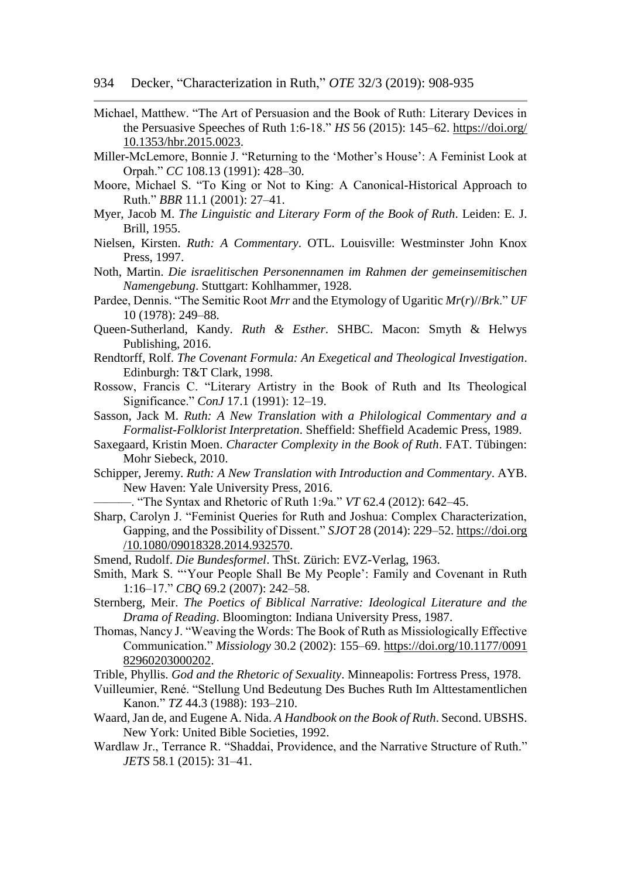Michael, Matthew. "The Art of Persuasion and the Book of Ruth: Literary Devices in the Persuasive Speeches of Ruth 1:6-18." *HS* 56 (2015): 145–62. https://doi.org/10.1353/hbr.2015.0023.

Miller-McLemore, Bonnie J. "Returning to the 'Mother's House': A Feminist Look at Orpah." *CC* 108.13 (1991): 428–30.

Moore, Michael S. "To King or Not to King: A Canonical-Historical Approach to Ruth." *BBR* 11.1 (2001): 27–41.

Myer, Jacob M. *The Linguistic and Literary Form of the Book of Ruth*. Leiden: E. J. Brill, 1955.

Nielsen, Kirsten. *Ruth: A Commentary*. OTL. Louisville: Westminster John Knox Press, 1997.

Noth, Martin. *Die israelitischen Personennamen im Rahmen der gemeinsemitischen Namengebung*. Stuttgart: Kohlhammer, 1928.

Pardee, Dennis. "The Semitic Root *Mrr* and the Etymology of Ugaritic *Mr*(*r*)//*Brk*." *UF* 10 (1978): 249–88.

Queen-Sutherland, Kandy. *Ruth & Esther*. SHBC. Macon: Smyth & Helwys Publishing, 2016.

Rendtorff, Rolf. *The Covenant Formula: An Exegetical and Theological Investigation*. Edinburgh: T&T Clark, 1998.

Rossow, Francis C. "Literary Artistry in the Book of Ruth and Its Theological Significance." *ConJ* 17.1 (1991): 12–19.

Sasson, Jack M. *Ruth: A New Translation with a Philological Commentary and a Formalist-Folklorist Interpretation*. Sheffield: Sheffield Academic Press, 1989.

Saxegaard, Kristin Moen. *Character Complexity in the Book of Ruth*. FAT. Tübingen: Mohr Siebeck, 2010.

Schipper, Jeremy. *Ruth: A New Translation with Introduction and Commentary*. AYB. New Haven: Yale University Press, 2016.

———. "The Syntax and Rhetoric of Ruth 1:9a." *VT* 62.4 (2012): 642–45.

Sharp, Carolyn J. "Feminist Queries for Ruth and Joshua: Complex Characterization, Gapping, and the Possibility of Dissent." *SJOT* 28 (2014): 229–52. https://doi.org/10.1080/09018328.2014.932570.

Smend, Rudolf. *Die Bundesformel*. ThSt. Zürich: EVZ-Verlag, 1963.

Smith, Mark S. "'Your People Shall Be My People': Family and Covenant in Ruth 1:16–17." *CBQ* 69.2 (2007): 242–58.

Sternberg, Meir. *The Poetics of Biblical Narrative: Ideological Literature and the Drama of Reading*. Bloomington: Indiana University Press, 1987.

Thomas, Nancy J. "Weaving the Words: The Book of Ruth as Missiologically Effective Communication." *Missiology* 30.2 (2002): 155–69. https://doi.org/10.1177/009182960203000202.

Trible, Phyllis. *God and the Rhetoric of Sexuality*. Minneapolis: Fortress Press, 1978.

Vuilleumier, René. "Stellung Und Bedeutung Des Buches Ruth Im Alttestamentlichen Kanon." *TZ* 44.3 (1988): 193–210.

Waard, Jan de, and Eugene A. Nida. *A Handbook on the Book of Ruth*. Second. UBSHS. New York: United Bible Societies, 1992.

Wardlaw Jr., Terrance R. "Shaddai, Providence, and the Narrative Structure of Ruth." *JETS* 58.1 (2015): 31–41.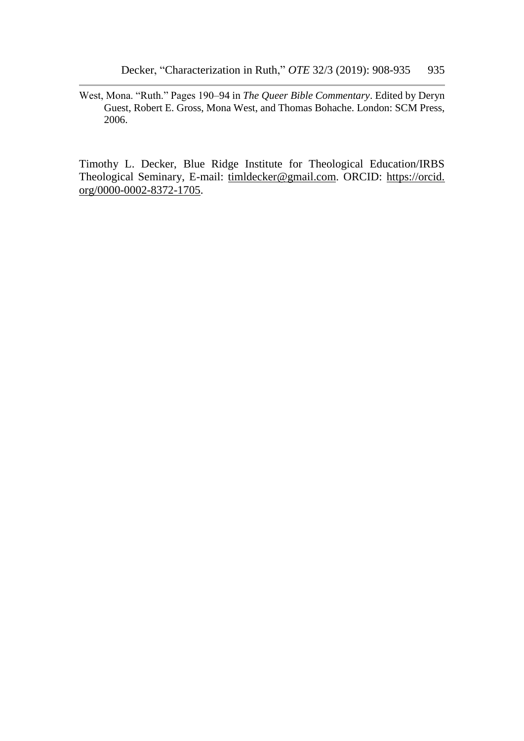West, Mona. "Ruth." Pages 190–94 in *The Queer Bible Commentary*. Edited by Deryn Guest, Robert E. Gross, Mona West, and Thomas Bohache. London: SCM Press, 2006.

Timothy L. Decker, Blue Ridge Institute for Theological Education/IRBS Theological Seminary, E-mail: timldecker@gmail.com. ORCID: https://orcid.org/0000-0002-8372-1705.